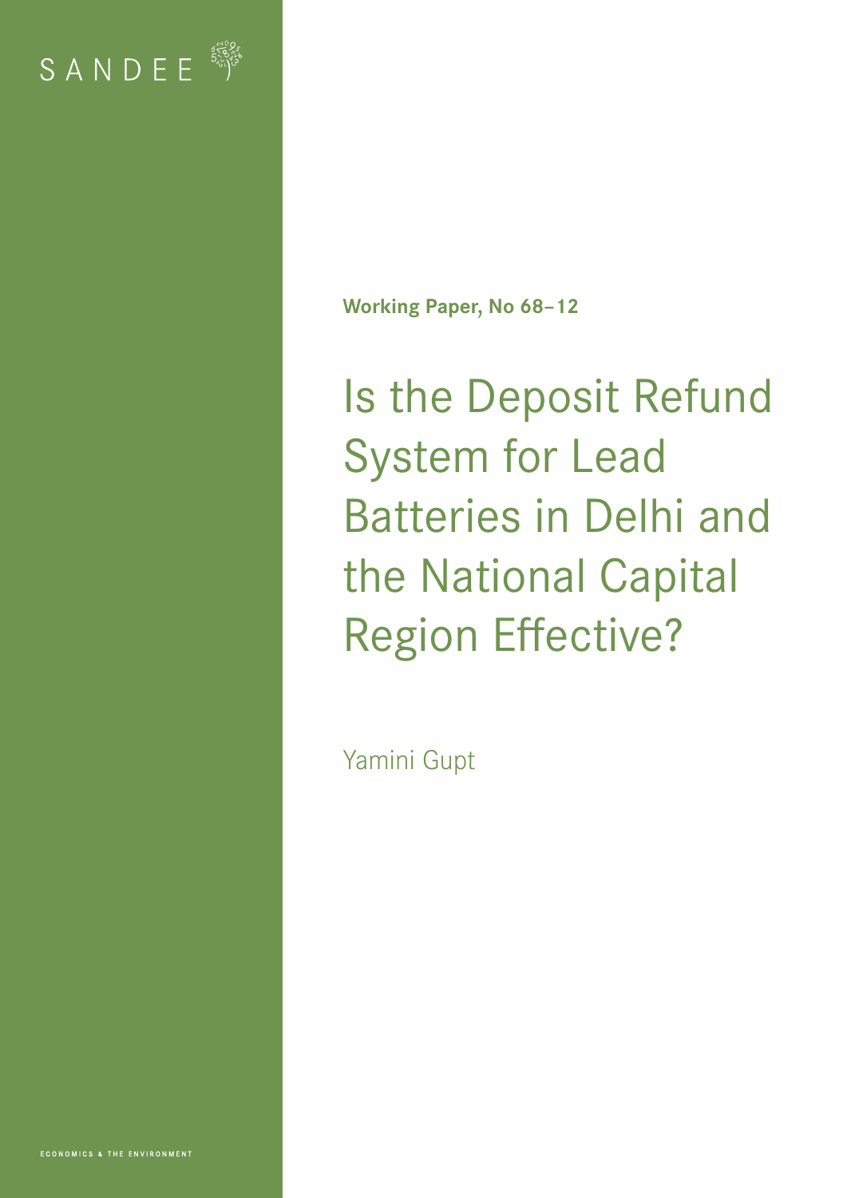SANDEE

Working Paper, No 68–12

# Is the Deposit Refund System for Lead Batteries in Delhi and the National Capital Region Effective?

Yamini Gupt

ECONOMICS & THE ENVIRONMENT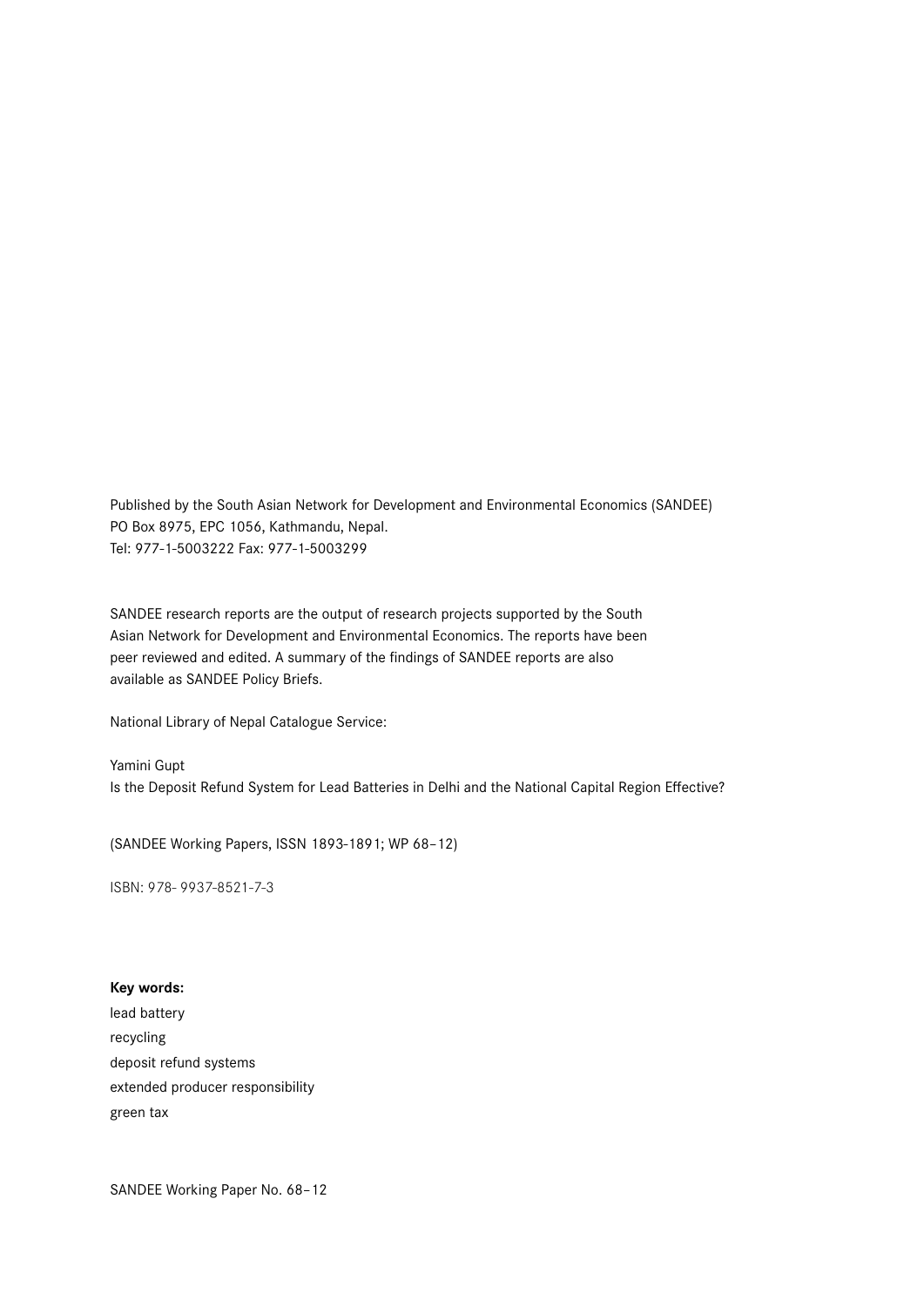Published by the South Asian Network for Development and Environmental Economics (SANDEE)
PO Box 8975, EPC 1056, Kathmandu, Nepal.
Tel: 977-1-5003222 Fax: 977-1-5003299

SANDEE research reports are the output of research projects supported by the South Asian Network for Development and Environmental Economics. The reports have been peer reviewed and edited. A summary of the findings of SANDEE reports are also available as SANDEE Policy Briefs.

National Library of Nepal Catalogue Service:

Yamini Gupt
Is the Deposit Refund System for Lead Batteries in Delhi and the National Capital Region Effective?

(SANDEE Working Papers, ISSN 1893-1891; WP 68–12)

ISBN: 978- 9937-8521-7-3

**Key words:**

lead battery
recycling
deposit refund systems
extended producer responsibility
green tax

SANDEE Working Paper No. 68–12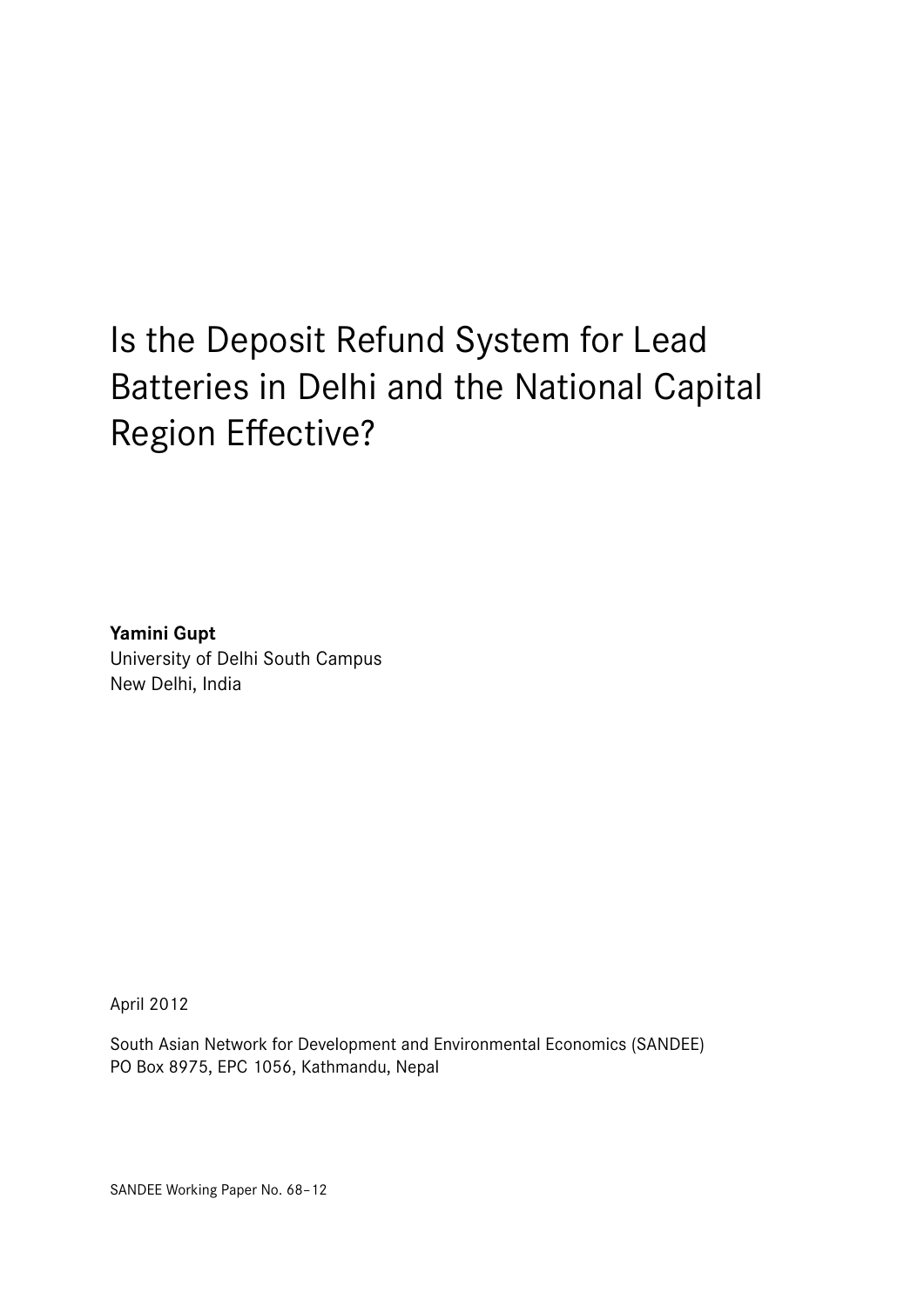# Is the Deposit Refund System for Lead Batteries in Delhi and the National Capital Region Effective?

**Yamini Gupt**
University of Delhi South Campus
New Delhi, India

April 2012

South Asian Network for Development and Environmental Economics (SANDEE)
PO Box 8975, EPC 1056, Kathmandu, Nepal

SANDEE Working Paper No. 68–12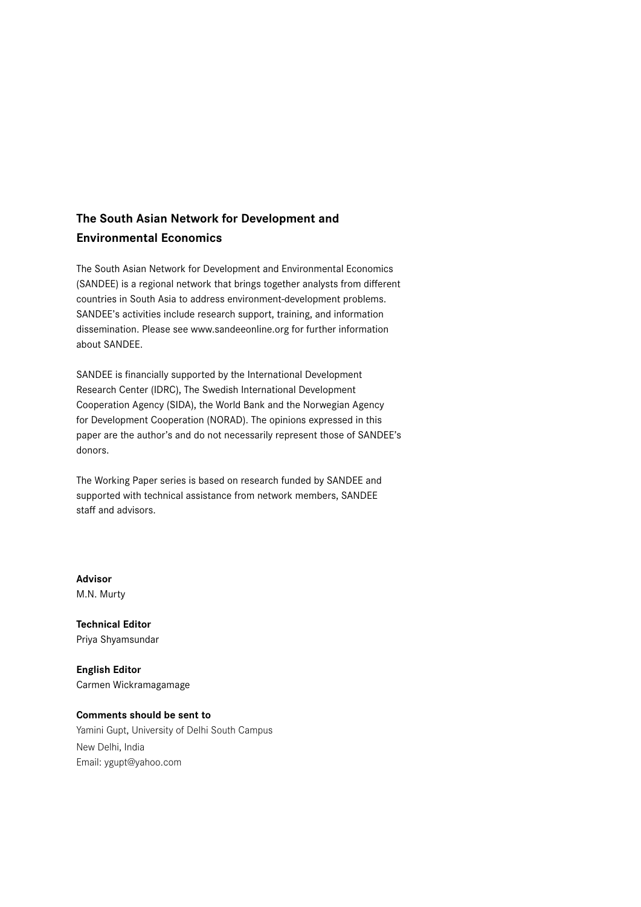## The South Asian Network for Development and Environmental Economics

The South Asian Network for Development and Environmental Economics (SANDEE) is a regional network that brings together analysts from different countries in South Asia to address environment-development problems. SANDEE's activities include research support, training, and information dissemination. Please see www.sandeeonline.org for further information about SANDEE.

SANDEE is financially supported by the International Development Research Center (IDRC), The Swedish International Development Cooperation Agency (SIDA), the World Bank and the Norwegian Agency for Development Cooperation (NORAD). The opinions expressed in this paper are the author's and do not necessarily represent those of SANDEE's donors.

The Working Paper series is based on research funded by SANDEE and supported with technical assistance from network members, SANDEE staff and advisors.

**Advisor**
M.N. Murty

**Technical Editor**
Priya Shyamsundar

**English Editor**
Carmen Wickramagamage

**Comments should be sent to**
Yamini Gupt, University of Delhi South Campus
New Delhi, India
Email: ygupt@yahoo.com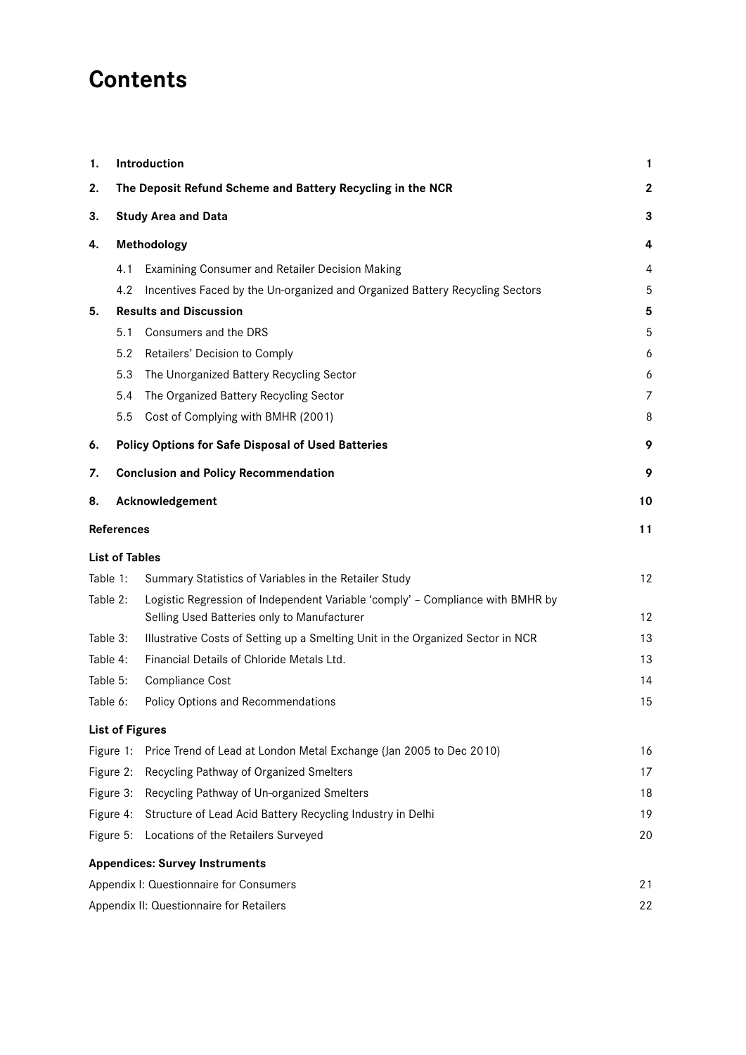# Contents

| | | |
|---|---|---|
| **1.** | **Introduction** | **1** |
| **2.** | **The Deposit Refund Scheme and Battery Recycling in the NCR** | **2** |
| **3.** | **Study Area and Data** | **3** |
| **4.** | **Methodology** | **4** |
| | 4.1 Examining Consumer and Retailer Decision Making | 4 |
| | 4.2 Incentives Faced by the Un-organized and Organized Battery Recycling Sectors | 5 |
| **5.** | **Results and Discussion** | **5** |
| | 5.1 Consumers and the DRS | 5 |
| | 5.2 Retailers' Decision to Comply | 6 |
| | 5.3 The Unorganized Battery Recycling Sector | 6 |
| | 5.4 The Organized Battery Recycling Sector | 7 |
| | 5.5 Cost of Complying with BMHR (2001) | 8 |
| **6.** | **Policy Options for Safe Disposal of Used Batteries** | **9** |
| **7.** | **Conclusion and Policy Recommendation** | **9** |
| **8.** | **Acknowledgement** | **10** |
| | **References** | **11** |

**List of Tables**

| | | |
|---|---|---|
| Table 1: | Summary Statistics of Variables in the Retailer Study | 12 |
| Table 2: | Logistic Regression of Independent Variable 'comply' – Compliance with BMHR by Selling Used Batteries only to Manufacturer | 12 |
| Table 3: | Illustrative Costs of Setting up a Smelting Unit in the Organized Sector in NCR | 13 |
| Table 4: | Financial Details of Chloride Metals Ltd. | 13 |
| Table 5: | Compliance Cost | 14 |
| Table 6: | Policy Options and Recommendations | 15 |

**List of Figures**

| | | |
|---|---|---|
| Figure 1: | Price Trend of Lead at London Metal Exchange (Jan 2005 to Dec 2010) | 16 |
| Figure 2: | Recycling Pathway of Organized Smelters | 17 |
| Figure 3: | Recycling Pathway of Un-organized Smelters | 18 |
| Figure 4: | Structure of Lead Acid Battery Recycling Industry in Delhi | 19 |
| Figure 5: | Locations of the Retailers Surveyed | 20 |

**Appendices: Survey Instruments**

| | |
|---|---|
| Appendix I: Questionnaire for Consumers | 21 |
| Appendix II: Questionnaire for Retailers | 22 |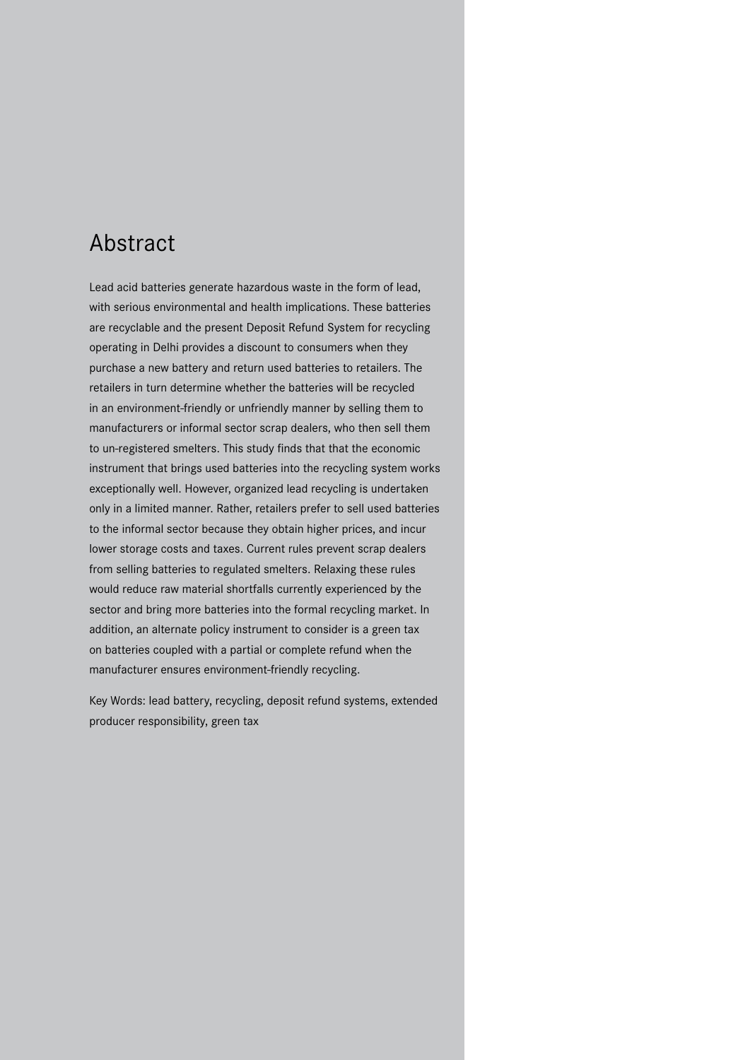# Abstract

Lead acid batteries generate hazardous waste in the form of lead, with serious environmental and health implications. These batteries are recyclable and the present Deposit Refund System for recycling operating in Delhi provides a discount to consumers when they purchase a new battery and return used batteries to retailers. The retailers in turn determine whether the batteries will be recycled in an environment-friendly or unfriendly manner by selling them to manufacturers or informal sector scrap dealers, who then sell them to un-registered smelters. This study finds that that the economic instrument that brings used batteries into the recycling system works exceptionally well. However, organized lead recycling is undertaken only in a limited manner. Rather, retailers prefer to sell used batteries to the informal sector because they obtain higher prices, and incur lower storage costs and taxes. Current rules prevent scrap dealers from selling batteries to regulated smelters. Relaxing these rules would reduce raw material shortfalls currently experienced by the sector and bring more batteries into the formal recycling market. In addition, an alternate policy instrument to consider is a green tax on batteries coupled with a partial or complete refund when the manufacturer ensures environment-friendly recycling.

Key Words: lead battery, recycling, deposit refund systems, extended producer responsibility, green tax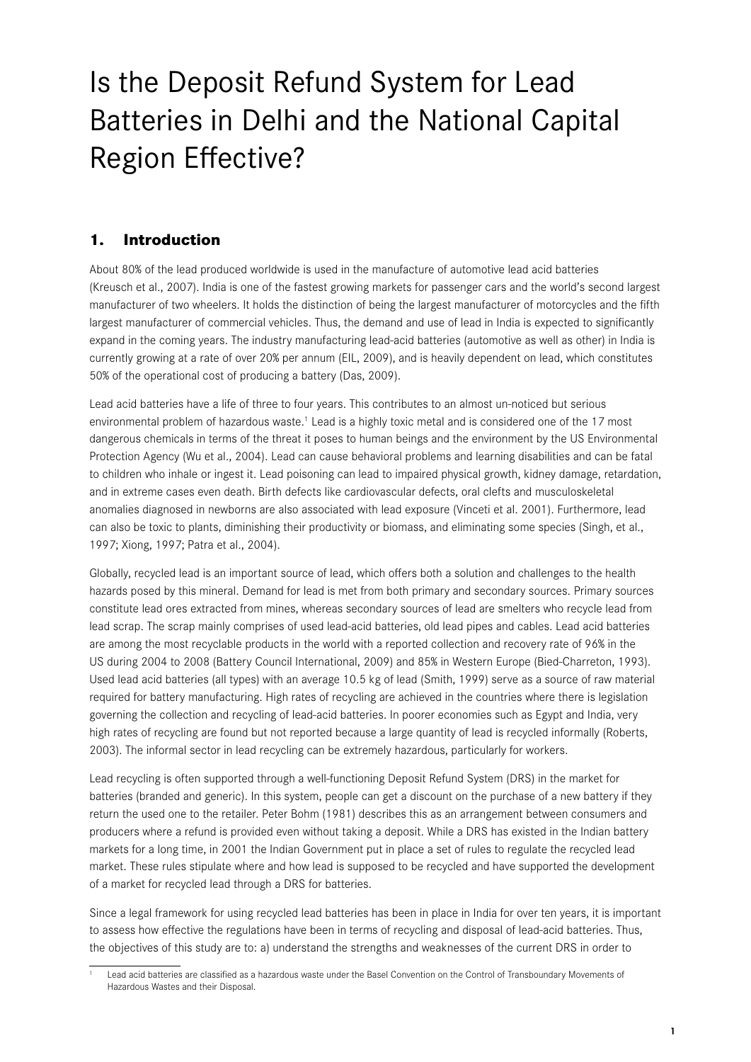# Is the Deposit Refund System for Lead Batteries in Delhi and the National Capital Region Effective?

## 1. Introduction

About 80% of the lead produced worldwide is used in the manufacture of automotive lead acid batteries (Kreusch et al., 2007). India is one of the fastest growing markets for passenger cars and the world's second largest manufacturer of two wheelers. It holds the distinction of being the largest manufacturer of motorcycles and the fifth largest manufacturer of commercial vehicles. Thus, the demand and use of lead in India is expected to significantly expand in the coming years. The industry manufacturing lead-acid batteries (automotive as well as other) in India is currently growing at a rate of over 20% per annum (EIL, 2009), and is heavily dependent on lead, which constitutes 50% of the operational cost of producing a battery (Das, 2009).

Lead acid batteries have a life of three to four years. This contributes to an almost un-noticed but serious environmental problem of hazardous waste.[1] Lead is a highly toxic metal and is considered one of the 17 most dangerous chemicals in terms of the threat it poses to human beings and the environment by the US Environmental Protection Agency (Wu et al., 2004). Lead can cause behavioral problems and learning disabilities and can be fatal to children who inhale or ingest it. Lead poisoning can lead to impaired physical growth, kidney damage, retardation, and in extreme cases even death. Birth defects like cardiovascular defects, oral clefts and musculoskeletal anomalies diagnosed in newborns are also associated with lead exposure (Vinceti et al. 2001). Furthermore, lead can also be toxic to plants, diminishing their productivity or biomass, and eliminating some species (Singh, et al., 1997; Xiong, 1997; Patra et al., 2004).

Globally, recycled lead is an important source of lead, which offers both a solution and challenges to the health hazards posed by this mineral. Demand for lead is met from both primary and secondary sources. Primary sources constitute lead ores extracted from mines, whereas secondary sources of lead are smelters who recycle lead from lead scrap. The scrap mainly comprises of used lead-acid batteries, old lead pipes and cables. Lead acid batteries are among the most recyclable products in the world with a reported collection and recovery rate of 96% in the US during 2004 to 2008 (Battery Council International, 2009) and 85% in Western Europe (Bied-Charreton, 1993). Used lead acid batteries (all types) with an average 10.5 kg of lead (Smith, 1999) serve as a source of raw material required for battery manufacturing. High rates of recycling are achieved in the countries where there is legislation governing the collection and recycling of lead-acid batteries. In poorer economies such as Egypt and India, very high rates of recycling are found but not reported because a large quantity of lead is recycled informally (Roberts, 2003). The informal sector in lead recycling can be extremely hazardous, particularly for workers.

Lead recycling is often supported through a well-functioning Deposit Refund System (DRS) in the market for batteries (branded and generic). In this system, people can get a discount on the purchase of a new battery if they return the used one to the retailer. Peter Bohm (1981) describes this as an arrangement between consumers and producers where a refund is provided even without taking a deposit. While a DRS has existed in the Indian battery markets for a long time, in 2001 the Indian Government put in place a set of rules to regulate the recycled lead market. These rules stipulate where and how lead is supposed to be recycled and have supported the development of a market for recycled lead through a DRS for batteries.

Since a legal framework for using recycled lead batteries has been in place in India for over ten years, it is important to assess how effective the regulations have been in terms of recycling and disposal of lead-acid batteries. Thus, the objectives of this study are to: a) understand the strengths and weaknesses of the current DRS in order to

[1] Lead acid batteries are classified as a hazardous waste under the Basel Convention on the Control of Transboundary Movements of Hazardous Wastes and their Disposal.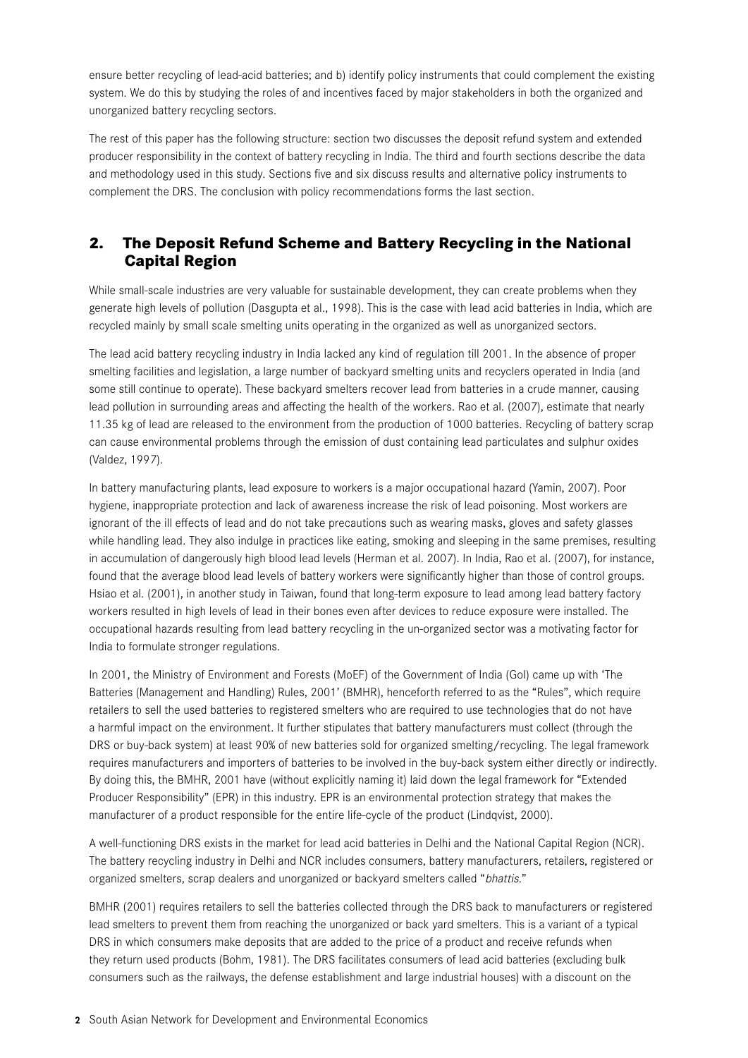ensure better recycling of lead-acid batteries; and b) identify policy instruments that could complement the existing system. We do this by studying the roles of and incentives faced by major stakeholders in both the organized and unorganized battery recycling sectors.

The rest of this paper has the following structure: section two discusses the deposit refund system and extended producer responsibility in the context of battery recycling in India. The third and fourth sections describe the data and methodology used in this study. Sections five and six discuss results and alternative policy instruments to complement the DRS. The conclusion with policy recommendations forms the last section.

## 2. The Deposit Refund Scheme and Battery Recycling in the National Capital Region

While small-scale industries are very valuable for sustainable development, they can create problems when they generate high levels of pollution (Dasgupta et al., 1998). This is the case with lead acid batteries in India, which are recycled mainly by small scale smelting units operating in the organized as well as unorganized sectors.

The lead acid battery recycling industry in India lacked any kind of regulation till 2001. In the absence of proper smelting facilities and legislation, a large number of backyard smelting units and recyclers operated in India (and some still continue to operate). These backyard smelters recover lead from batteries in a crude manner, causing lead pollution in surrounding areas and affecting the health of the workers. Rao et al. (2007), estimate that nearly 11.35 kg of lead are released to the environment from the production of 1000 batteries. Recycling of battery scrap can cause environmental problems through the emission of dust containing lead particulates and sulphur oxides (Valdez, 1997).

In battery manufacturing plants, lead exposure to workers is a major occupational hazard (Yamin, 2007). Poor hygiene, inappropriate protection and lack of awareness increase the risk of lead poisoning. Most workers are ignorant of the ill effects of lead and do not take precautions such as wearing masks, gloves and safety glasses while handling lead. They also indulge in practices like eating, smoking and sleeping in the same premises, resulting in accumulation of dangerously high blood lead levels (Herman et al. 2007). In India, Rao et al. (2007), for instance, found that the average blood lead levels of battery workers were significantly higher than those of control groups. Hsiao et al. (2001), in another study in Taiwan, found that long-term exposure to lead among lead battery factory workers resulted in high levels of lead in their bones even after devices to reduce exposure were installed. The occupational hazards resulting from lead battery recycling in the un-organized sector was a motivating factor for India to formulate stronger regulations.

In 2001, the Ministry of Environment and Forests (MoEF) of the Government of India (GoI) came up with 'The Batteries (Management and Handling) Rules, 2001' (BMHR), henceforth referred to as the "Rules", which require retailers to sell the used batteries to registered smelters who are required to use technologies that do not have a harmful impact on the environment. It further stipulates that battery manufacturers must collect (through the DRS or buy-back system) at least 90% of new batteries sold for organized smelting/recycling. The legal framework requires manufacturers and importers of batteries to be involved in the buy-back system either directly or indirectly. By doing this, the BMHR, 2001 have (without explicitly naming it) laid down the legal framework for "Extended Producer Responsibility" (EPR) in this industry. EPR is an environmental protection strategy that makes the manufacturer of a product responsible for the entire life-cycle of the product (Lindqvist, 2000).

A well-functioning DRS exists in the market for lead acid batteries in Delhi and the National Capital Region (NCR). The battery recycling industry in Delhi and NCR includes consumers, battery manufacturers, retailers, registered or organized smelters, scrap dealers and unorganized or backyard smelters called "*bhattis*."

BMHR (2001) requires retailers to sell the batteries collected through the DRS back to manufacturers or registered lead smelters to prevent them from reaching the unorganized or back yard smelters. This is a variant of a typical DRS in which consumers make deposits that are added to the price of a product and receive refunds when they return used products (Bohm, 1981). The DRS facilitates consumers of lead acid batteries (excluding bulk consumers such as the railways, the defense establishment and large industrial houses) with a discount on the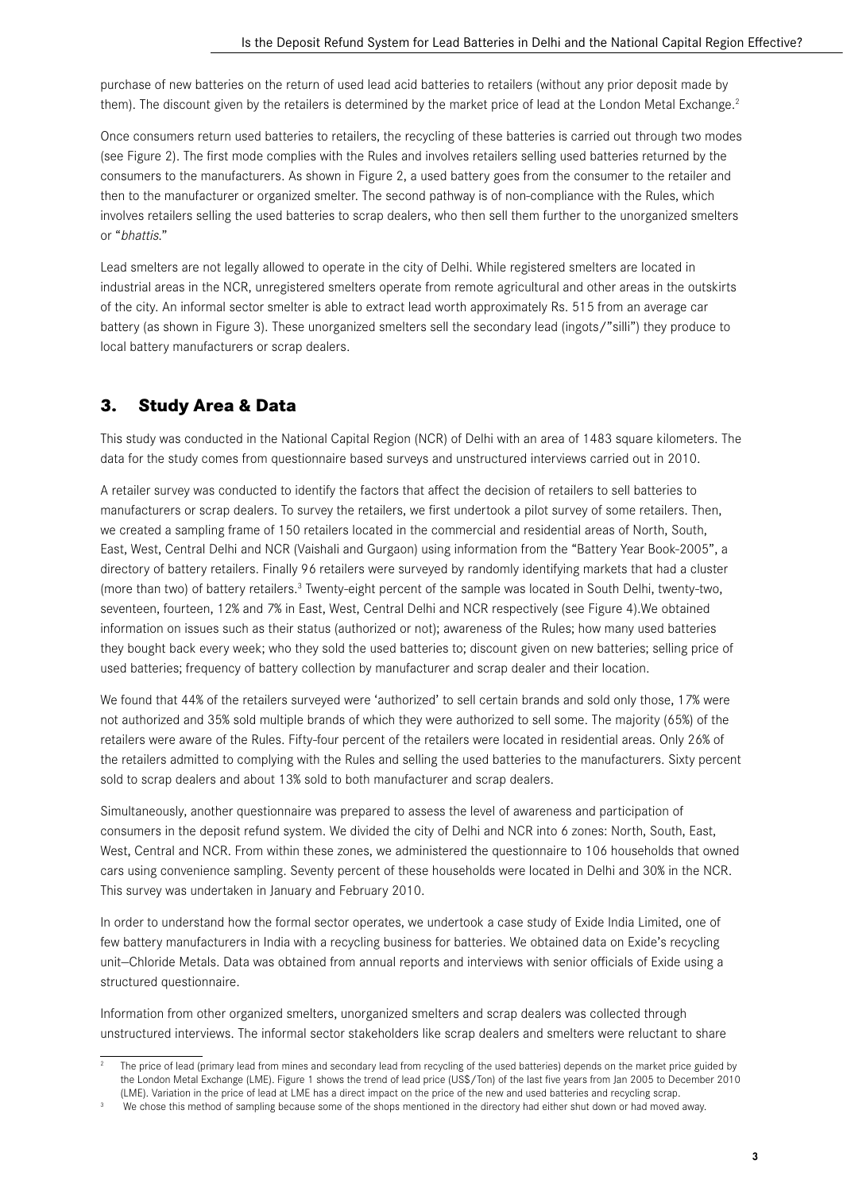purchase of new batteries on the return of used lead acid batteries to retailers (without any prior deposit made by them). The discount given by the retailers is determined by the market price of lead at the London Metal Exchange.[2]

Once consumers return used batteries to retailers, the recycling of these batteries is carried out through two modes (see Figure 2). The first mode complies with the Rules and involves retailers selling used batteries returned by the consumers to the manufacturers. As shown in Figure 2, a used battery goes from the consumer to the retailer and then to the manufacturer or organized smelter. The second pathway is of non-compliance with the Rules, which involves retailers selling the used batteries to scrap dealers, who then sell them further to the unorganized smelters or "*bhattis*."

Lead smelters are not legally allowed to operate in the city of Delhi. While registered smelters are located in industrial areas in the NCR, unregistered smelters operate from remote agricultural and other areas in the outskirts of the city. An informal sector smelter is able to extract lead worth approximately Rs. 515 from an average car battery (as shown in Figure 3). These unorganized smelters sell the secondary lead (ingots/"silli") they produce to local battery manufacturers or scrap dealers.

## 3. Study Area & Data

This study was conducted in the National Capital Region (NCR) of Delhi with an area of 1483 square kilometers. The data for the study comes from questionnaire based surveys and unstructured interviews carried out in 2010.

A retailer survey was conducted to identify the factors that affect the decision of retailers to sell batteries to manufacturers or scrap dealers. To survey the retailers, we first undertook a pilot survey of some retailers. Then, we created a sampling frame of 150 retailers located in the commercial and residential areas of North, South, East, West, Central Delhi and NCR (Vaishali and Gurgaon) using information from the "Battery Year Book-2005", a directory of battery retailers. Finally 96 retailers were surveyed by randomly identifying markets that had a cluster (more than two) of battery retailers.[3] Twenty-eight percent of the sample was located in South Delhi, twenty-two, seventeen, fourteen, 12% and 7% in East, West, Central Delhi and NCR respectively (see Figure 4).We obtained information on issues such as their status (authorized or not); awareness of the Rules; how many used batteries they bought back every week; who they sold the used batteries to; discount given on new batteries; selling price of used batteries; frequency of battery collection by manufacturer and scrap dealer and their location.

We found that 44% of the retailers surveyed were 'authorized' to sell certain brands and sold only those, 17% were not authorized and 35% sold multiple brands of which they were authorized to sell some. The majority (65%) of the retailers were aware of the Rules. Fifty-four percent of the retailers were located in residential areas. Only 26% of the retailers admitted to complying with the Rules and selling the used batteries to the manufacturers. Sixty percent sold to scrap dealers and about 13% sold to both manufacturer and scrap dealers.

Simultaneously, another questionnaire was prepared to assess the level of awareness and participation of consumers in the deposit refund system. We divided the city of Delhi and NCR into 6 zones: North, South, East, West, Central and NCR. From within these zones, we administered the questionnaire to 106 households that owned cars using convenience sampling. Seventy percent of these households were located in Delhi and 30% in the NCR. This survey was undertaken in January and February 2010.

In order to understand how the formal sector operates, we undertook a case study of Exide India Limited, one of few battery manufacturers in India with a recycling business for batteries. We obtained data on Exide's recycling unit—Chloride Metals. Data was obtained from annual reports and interviews with senior officials of Exide using a structured questionnaire.

Information from other organized smelters, unorganized smelters and scrap dealers was collected through unstructured interviews. The informal sector stakeholders like scrap dealers and smelters were reluctant to share

---

[2] The price of lead (primary lead from mines and secondary lead from recycling of the used batteries) depends on the market price guided by the London Metal Exchange (LME). Figure 1 shows the trend of lead price (US$/Ton) of the last five years from Jan 2005 to December 2010 (LME). Variation in the price of lead at LME has a direct impact on the price of the new and used batteries and recycling scrap.

[3] We chose this method of sampling because some of the shops mentioned in the directory had either shut down or had moved away.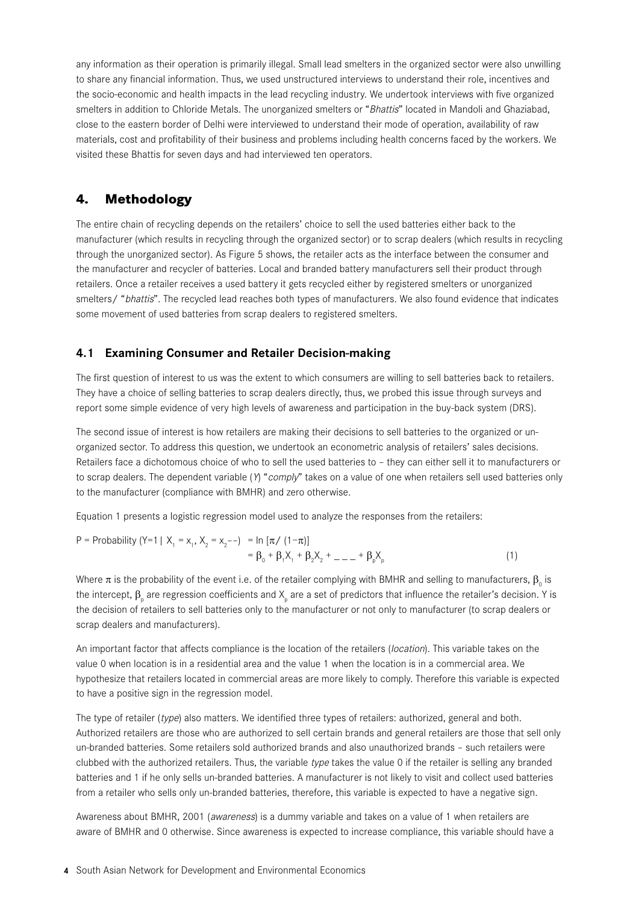any information as their operation is primarily illegal. Small lead smelters in the organized sector were also unwilling to share any financial information. Thus, we used unstructured interviews to understand their role, incentives and the socio-economic and health impacts in the lead recycling industry. We undertook interviews with five organized smelters in addition to Chloride Metals. The unorganized smelters or "*Bhattis*" located in Mandoli and Ghaziabad, close to the eastern border of Delhi were interviewed to understand their mode of operation, availability of raw materials, cost and profitability of their business and problems including health concerns faced by the workers. We visited these Bhattis for seven days and had interviewed ten operators.

## 4. Methodology

The entire chain of recycling depends on the retailers' choice to sell the used batteries either back to the manufacturer (which results in recycling through the organized sector) or to scrap dealers (which results in recycling through the unorganized sector). As Figure 5 shows, the retailer acts as the interface between the consumer and the manufacturer and recycler of batteries. Local and branded battery manufacturers sell their product through retailers. Once a retailer receives a used battery it gets recycled either by registered smelters or unorganized smelters/ "*bhattis*". The recycled lead reaches both types of manufacturers. We also found evidence that indicates some movement of used batteries from scrap dealers to registered smelters.

### 4.1 Examining Consumer and Retailer Decision-making

The first question of interest to us was the extent to which consumers are willing to sell batteries back to retailers. They have a choice of selling batteries to scrap dealers directly, thus, we probed this issue through surveys and report some simple evidence of very high levels of awareness and participation in the buy-back system (DRS).

The second issue of interest is how retailers are making their decisions to sell batteries to the organized or un-organized sector. To address this question, we undertook an econometric analysis of retailers' sales decisions. Retailers face a dichotomous choice of who to sell the used batteries to – they can either sell it to manufacturers or to scrap dealers. The dependent variable (*Y*) "*comply*" takes on a value of one when retailers sell used batteries only to the manufacturer (compliance with BMHR) and zero otherwise.

Equation 1 presents a logistic regression model used to analyze the responses from the retailers:

$$P = \text{Probability}\,(Y=1 \mid X_1 = x_1, X_2 = x_2 - -) = \ln\,[\pi/\,(1-\pi)] = \beta_0 + \beta_1 X_1 + \beta_2 X_2 + \_\,\_\,\_ + \beta_p X_p \qquad (1)$$

Where $\pi$ is the probability of the event i.e. of the retailer complying with BMHR and selling to manufacturers, $\beta_0$ is the intercept, $\beta_p$ are regression coefficients and $X_p$ are a set of predictors that influence the retailer's decision. Y is the decision of retailers to sell batteries only to the manufacturer or not only to manufacturer (to scrap dealers or scrap dealers and manufacturers).

An important factor that affects compliance is the location of the retailers (*location*). This variable takes on the value 0 when location is in a residential area and the value 1 when the location is in a commercial area. We hypothesize that retailers located in commercial areas are more likely to comply. Therefore this variable is expected to have a positive sign in the regression model.

The type of retailer (*type*) also matters. We identified three types of retailers: authorized, general and both. Authorized retailers are those who are authorized to sell certain brands and general retailers are those that sell only un-branded batteries. Some retailers sold authorized brands and also unauthorized brands – such retailers were clubbed with the authorized retailers. Thus, the variable *type* takes the value 0 if the retailer is selling any branded batteries and 1 if he only sells un-branded batteries. A manufacturer is not likely to visit and collect used batteries from a retailer who sells only un-branded batteries, therefore, this variable is expected to have a negative sign.

Awareness about BMHR, 2001 (*awareness*) is a dummy variable and takes on a value of 1 when retailers are aware of BMHR and 0 otherwise. Since awareness is expected to increase compliance, this variable should have a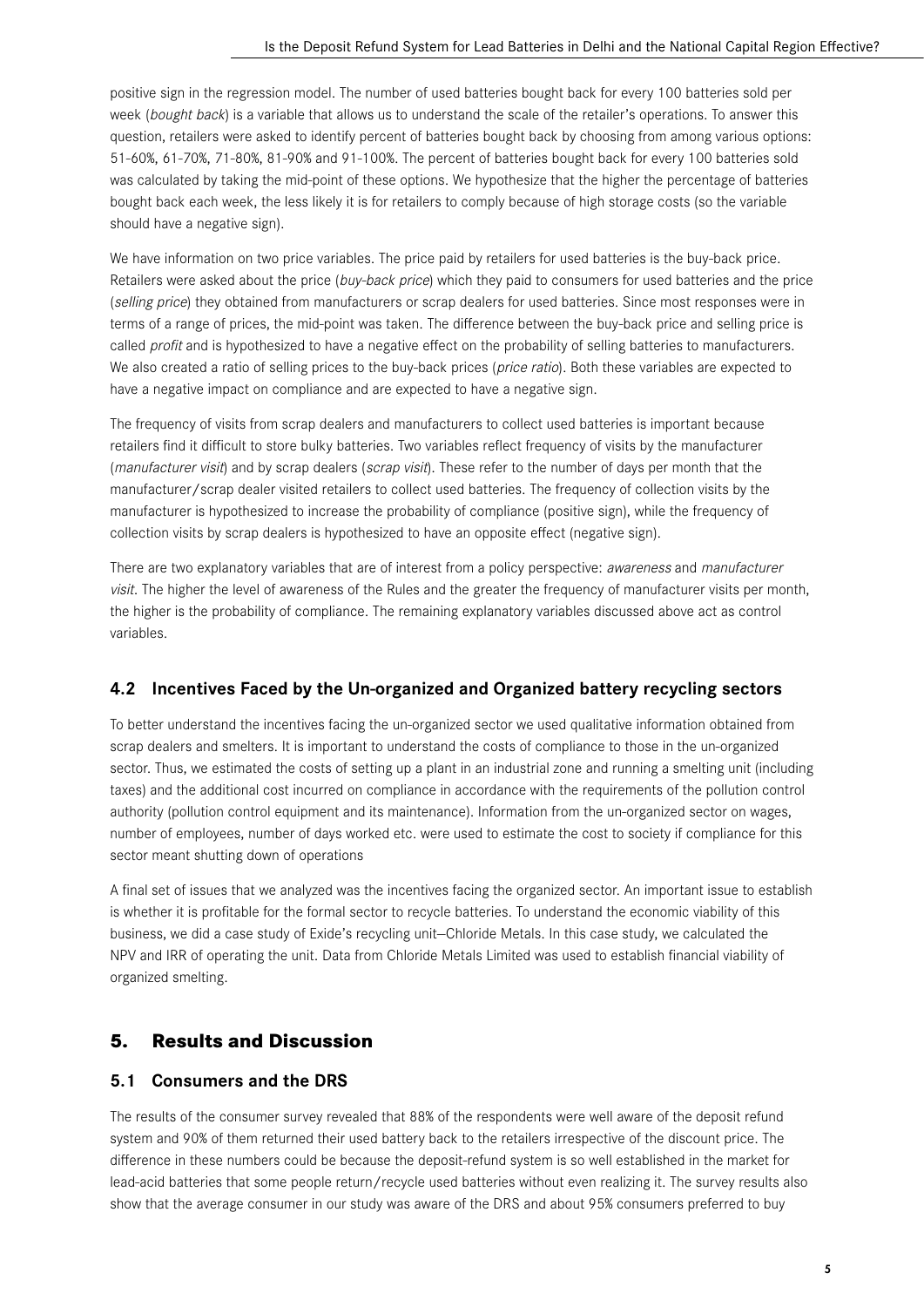positive sign in the regression model. The number of used batteries bought back for every 100 batteries sold per week (*bought back*) is a variable that allows us to understand the scale of the retailer's operations. To answer this question, retailers were asked to identify percent of batteries bought back by choosing from among various options: 51-60%, 61-70%, 71-80%, 81-90% and 91-100%. The percent of batteries bought back for every 100 batteries sold was calculated by taking the mid-point of these options. We hypothesize that the higher the percentage of batteries bought back each week, the less likely it is for retailers to comply because of high storage costs (so the variable should have a negative sign).

We have information on two price variables. The price paid by retailers for used batteries is the buy-back price. Retailers were asked about the price (*buy-back price*) which they paid to consumers for used batteries and the price (*selling price*) they obtained from manufacturers or scrap dealers for used batteries. Since most responses were in terms of a range of prices, the mid-point was taken. The difference between the buy-back price and selling price is called *profit* and is hypothesized to have a negative effect on the probability of selling batteries to manufacturers. We also created a ratio of selling prices to the buy-back prices (*price ratio*). Both these variables are expected to have a negative impact on compliance and are expected to have a negative sign.

The frequency of visits from scrap dealers and manufacturers to collect used batteries is important because retailers find it difficult to store bulky batteries. Two variables reflect frequency of visits by the manufacturer (*manufacturer visit*) and by scrap dealers (*scrap visit*). These refer to the number of days per month that the manufacturer/scrap dealer visited retailers to collect used batteries. The frequency of collection visits by the manufacturer is hypothesized to increase the probability of compliance (positive sign), while the frequency of collection visits by scrap dealers is hypothesized to have an opposite effect (negative sign).

There are two explanatory variables that are of interest from a policy perspective: *awareness* and *manufacturer visit*. The higher the level of awareness of the Rules and the greater the frequency of manufacturer visits per month, the higher is the probability of compliance. The remaining explanatory variables discussed above act as control variables.

### 4.2 Incentives Faced by the Un-organized and Organized battery recycling sectors

To better understand the incentives facing the un-organized sector we used qualitative information obtained from scrap dealers and smelters. It is important to understand the costs of compliance to those in the un-organized sector. Thus, we estimated the costs of setting up a plant in an industrial zone and running a smelting unit (including taxes) and the additional cost incurred on compliance in accordance with the requirements of the pollution control authority (pollution control equipment and its maintenance). Information from the un-organized sector on wages, number of employees, number of days worked etc. were used to estimate the cost to society if compliance for this sector meant shutting down of operations

A final set of issues that we analyzed was the incentives facing the organized sector. An important issue to establish is whether it is profitable for the formal sector to recycle batteries. To understand the economic viability of this business, we did a case study of Exide's recycling unit—Chloride Metals. In this case study, we calculated the NPV and IRR of operating the unit. Data from Chloride Metals Limited was used to establish financial viability of organized smelting.

## 5. Results and Discussion

### 5.1 Consumers and the DRS

The results of the consumer survey revealed that 88% of the respondents were well aware of the deposit refund system and 90% of them returned their used battery back to the retailers irrespective of the discount price. The difference in these numbers could be because the deposit-refund system is so well established in the market for lead-acid batteries that some people return/recycle used batteries without even realizing it. The survey results also show that the average consumer in our study was aware of the DRS and about 95% consumers preferred to buy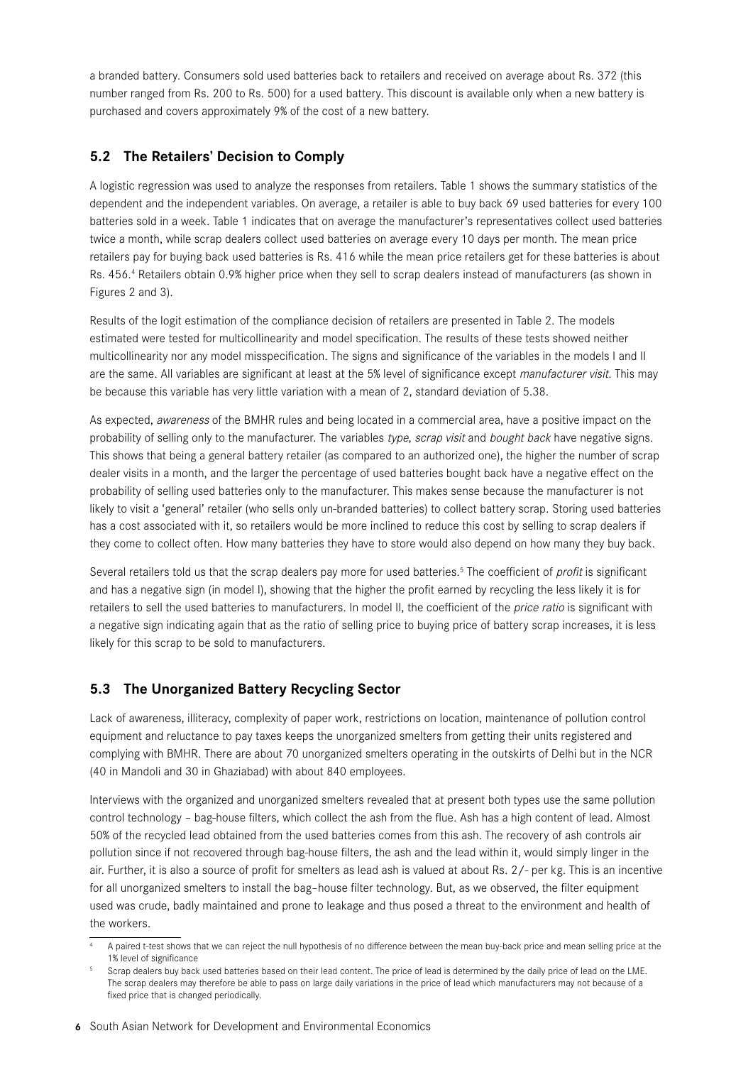a branded battery. Consumers sold used batteries back to retailers and received on average about Rs. 372 (this number ranged from Rs. 200 to Rs. 500) for a used battery. This discount is available only when a new battery is purchased and covers approximately 9% of the cost of a new battery.

## 5.2 The Retailers' Decision to Comply

A logistic regression was used to analyze the responses from retailers. Table 1 shows the summary statistics of the dependent and the independent variables. On average, a retailer is able to buy back 69 used batteries for every 100 batteries sold in a week. Table 1 indicates that on average the manufacturer's representatives collect used batteries twice a month, while scrap dealers collect used batteries on average every 10 days per month. The mean price retailers pay for buying back used batteries is Rs. 416 while the mean price retailers get for these batteries is about Rs. 456.[4] Retailers obtain 0.9% higher price when they sell to scrap dealers instead of manufacturers (as shown in Figures 2 and 3).

Results of the logit estimation of the compliance decision of retailers are presented in Table 2. The models estimated were tested for multicollinearity and model specification. The results of these tests showed neither multicollinearity nor any model misspecification. The signs and significance of the variables in the models I and II are the same. All variables are significant at least at the 5% level of significance except *manufacturer visit*. This may be because this variable has very little variation with a mean of 2, standard deviation of 5.38.

As expected, *awareness* of the BMHR rules and being located in a commercial area, have a positive impact on the probability of selling only to the manufacturer. The variables *type*, *scrap visit* and *bought back* have negative signs. This shows that being a general battery retailer (as compared to an authorized one), the higher the number of scrap dealer visits in a month, and the larger the percentage of used batteries bought back have a negative effect on the probability of selling used batteries only to the manufacturer. This makes sense because the manufacturer is not likely to visit a 'general' retailer (who sells only un-branded batteries) to collect battery scrap. Storing used batteries has a cost associated with it, so retailers would be more inclined to reduce this cost by selling to scrap dealers if they come to collect often. How many batteries they have to store would also depend on how many they buy back.

Several retailers told us that the scrap dealers pay more for used batteries.[5] The coefficient of *profit* is significant and has a negative sign (in model I), showing that the higher the profit earned by recycling the less likely it is for retailers to sell the used batteries to manufacturers. In model II, the coefficient of the *price ratio* is significant with a negative sign indicating again that as the ratio of selling price to buying price of battery scrap increases, it is less likely for this scrap to be sold to manufacturers.

## 5.3 The Unorganized Battery Recycling Sector

Lack of awareness, illiteracy, complexity of paper work, restrictions on location, maintenance of pollution control equipment and reluctance to pay taxes keeps the unorganized smelters from getting their units registered and complying with BMHR. There are about 70 unorganized smelters operating in the outskirts of Delhi but in the NCR (40 in Mandoli and 30 in Ghaziabad) with about 840 employees.

Interviews with the organized and unorganized smelters revealed that at present both types use the same pollution control technology – bag-house filters, which collect the ash from the flue. Ash has a high content of lead. Almost 50% of the recycled lead obtained from the used batteries comes from this ash. The recovery of ash controls air pollution since if not recovered through bag-house filters, the ash and the lead within it, would simply linger in the air. Further, it is also a source of profit for smelters as lead ash is valued at about Rs. 2/- per kg. This is an incentive for all unorganized smelters to install the bag–house filter technology. But, as we observed, the filter equipment used was crude, badly maintained and prone to leakage and thus posed a threat to the environment and health of the workers.

---

[4] A paired t-test shows that we can reject the null hypothesis of no difference between the mean buy-back price and mean selling price at the 1% level of significance

[5] Scrap dealers buy back used batteries based on their lead content. The price of lead is determined by the daily price of lead on the LME. The scrap dealers may therefore be able to pass on large daily variations in the price of lead which manufacturers may not because of a fixed price that is changed periodically.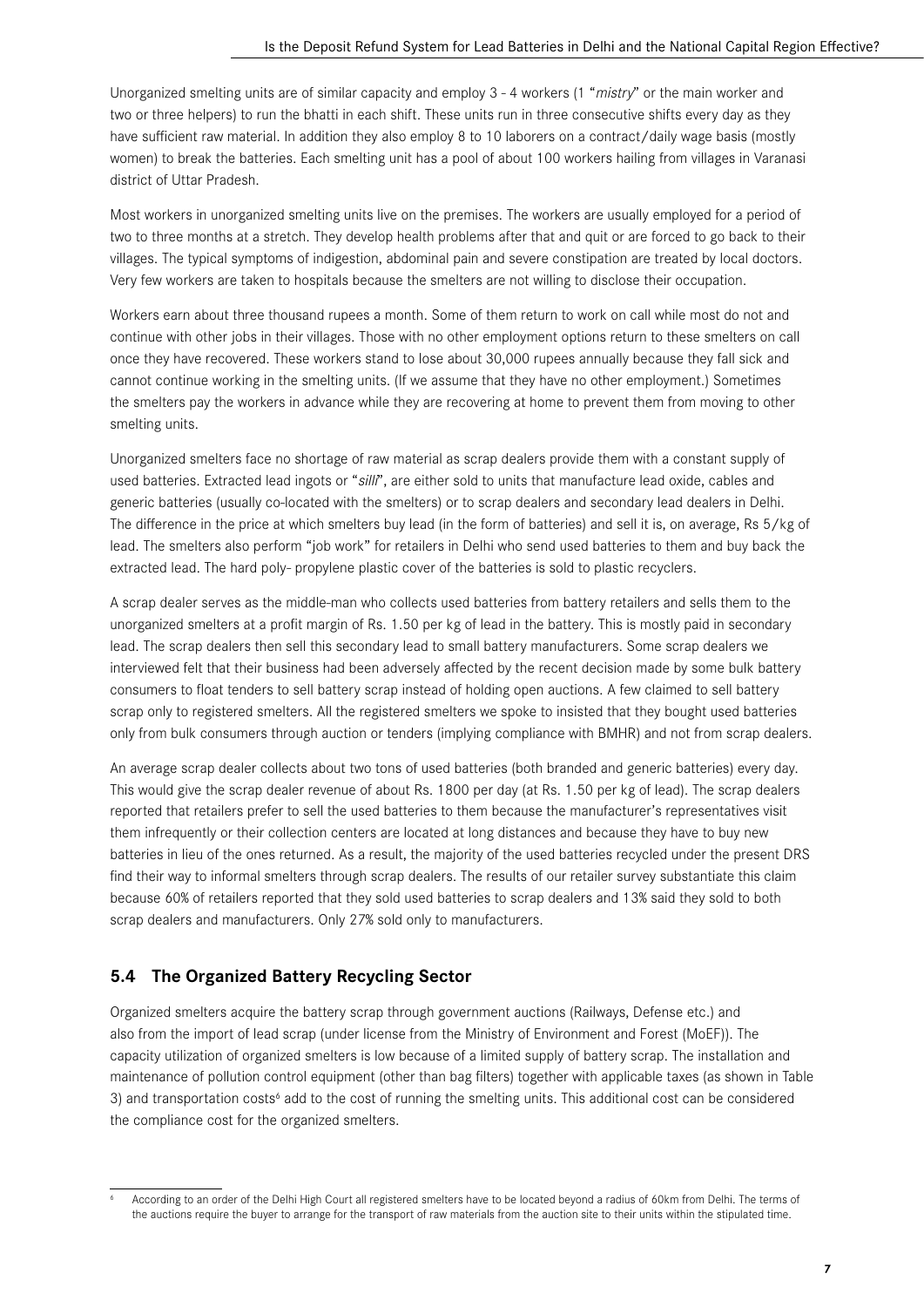Unorganized smelting units are of similar capacity and employ 3 - 4 workers (1 "*mistry*" or the main worker and two or three helpers) to run the bhatti in each shift. These units run in three consecutive shifts every day as they have sufficient raw material. In addition they also employ 8 to 10 laborers on a contract/daily wage basis (mostly women) to break the batteries. Each smelting unit has a pool of about 100 workers hailing from villages in Varanasi district of Uttar Pradesh.

Most workers in unorganized smelting units live on the premises. The workers are usually employed for a period of two to three months at a stretch. They develop health problems after that and quit or are forced to go back to their villages. The typical symptoms of indigestion, abdominal pain and severe constipation are treated by local doctors. Very few workers are taken to hospitals because the smelters are not willing to disclose their occupation.

Workers earn about three thousand rupees a month. Some of them return to work on call while most do not and continue with other jobs in their villages. Those with no other employment options return to these smelters on call once they have recovered. These workers stand to lose about 30,000 rupees annually because they fall sick and cannot continue working in the smelting units. (If we assume that they have no other employment.) Sometimes the smelters pay the workers in advance while they are recovering at home to prevent them from moving to other smelting units.

Unorganized smelters face no shortage of raw material as scrap dealers provide them with a constant supply of used batteries. Extracted lead ingots or "*silli*", are either sold to units that manufacture lead oxide, cables and generic batteries (usually co-located with the smelters) or to scrap dealers and secondary lead dealers in Delhi. The difference in the price at which smelters buy lead (in the form of batteries) and sell it is, on average, Rs 5/kg of lead. The smelters also perform "job work" for retailers in Delhi who send used batteries to them and buy back the extracted lead. The hard poly- propylene plastic cover of the batteries is sold to plastic recyclers.

A scrap dealer serves as the middle-man who collects used batteries from battery retailers and sells them to the unorganized smelters at a profit margin of Rs. 1.50 per kg of lead in the battery. This is mostly paid in secondary lead. The scrap dealers then sell this secondary lead to small battery manufacturers. Some scrap dealers we interviewed felt that their business had been adversely affected by the recent decision made by some bulk battery consumers to float tenders to sell battery scrap instead of holding open auctions. A few claimed to sell battery scrap only to registered smelters. All the registered smelters we spoke to insisted that they bought used batteries only from bulk consumers through auction or tenders (implying compliance with BMHR) and not from scrap dealers.

An average scrap dealer collects about two tons of used batteries (both branded and generic batteries) every day. This would give the scrap dealer revenue of about Rs. 1800 per day (at Rs. 1.50 per kg of lead). The scrap dealers reported that retailers prefer to sell the used batteries to them because the manufacturer's representatives visit them infrequently or their collection centers are located at long distances and because they have to buy new batteries in lieu of the ones returned. As a result, the majority of the used batteries recycled under the present DRS find their way to informal smelters through scrap dealers. The results of our retailer survey substantiate this claim because 60% of retailers reported that they sold used batteries to scrap dealers and 13% said they sold to both scrap dealers and manufacturers. Only 27% sold only to manufacturers.

## 5.4 The Organized Battery Recycling Sector

Organized smelters acquire the battery scrap through government auctions (Railways, Defense etc.) and also from the import of lead scrap (under license from the Ministry of Environment and Forest (MoEF)). The capacity utilization of organized smelters is low because of a limited supply of battery scrap. The installation and maintenance of pollution control equipment (other than bag filters) together with applicable taxes (as shown in Table 3) and transportation costs[6] add to the cost of running the smelting units. This additional cost can be considered the compliance cost for the organized smelters.

---

[6] According to an order of the Delhi High Court all registered smelters have to be located beyond a radius of 60km from Delhi. The terms of the auctions require the buyer to arrange for the transport of raw materials from the auction site to their units within the stipulated time.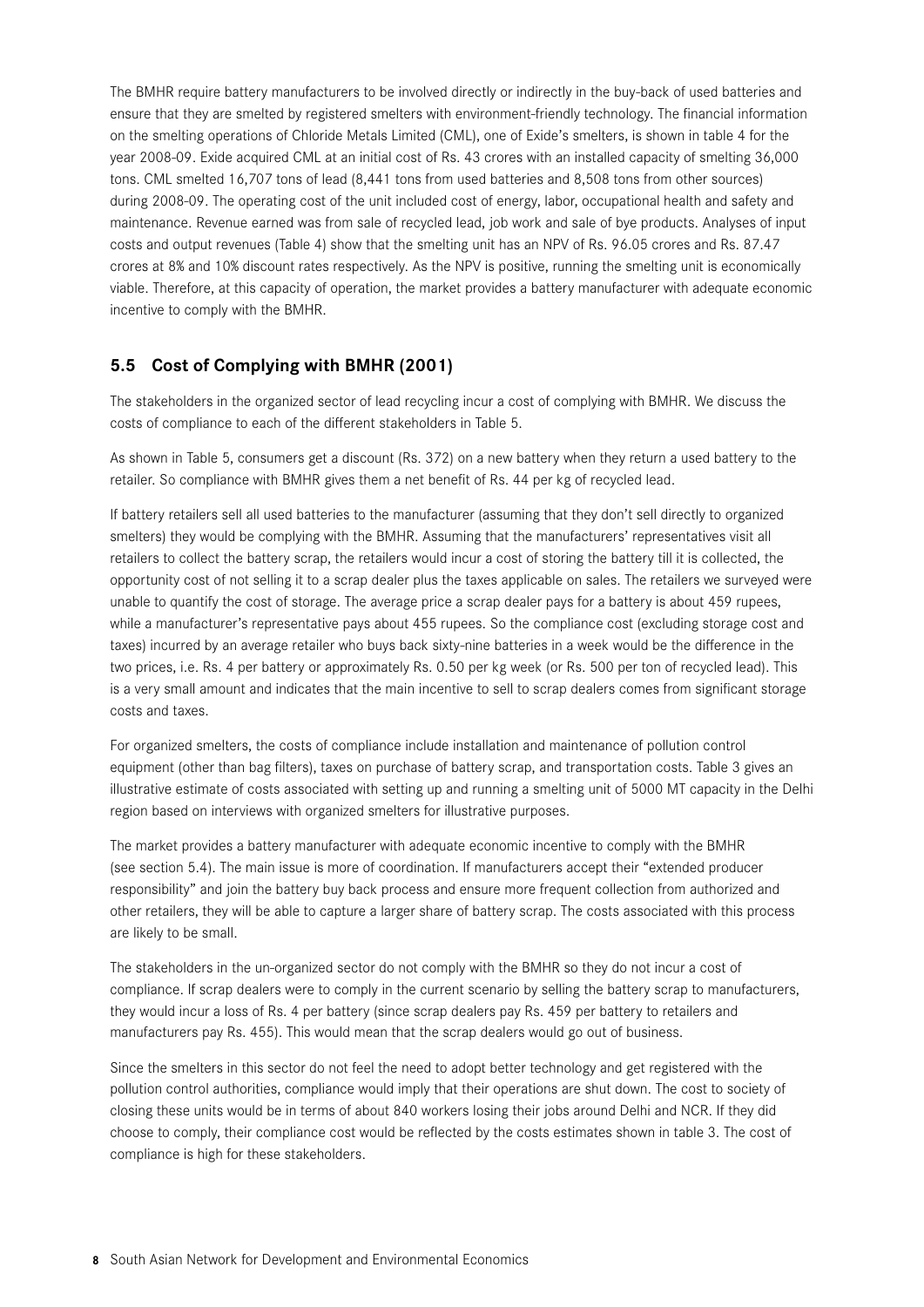The BMHR require battery manufacturers to be involved directly or indirectly in the buy-back of used batteries and ensure that they are smelted by registered smelters with environment-friendly technology. The financial information on the smelting operations of Chloride Metals Limited (CML), one of Exide's smelters, is shown in table 4 for the year 2008-09. Exide acquired CML at an initial cost of Rs. 43 crores with an installed capacity of smelting 36,000 tons. CML smelted 16,707 tons of lead (8,441 tons from used batteries and 8,508 tons from other sources) during 2008-09. The operating cost of the unit included cost of energy, labor, occupational health and safety and maintenance. Revenue earned was from sale of recycled lead, job work and sale of bye products. Analyses of input costs and output revenues (Table 4) show that the smelting unit has an NPV of Rs. 96.05 crores and Rs. 87.47 crores at 8% and 10% discount rates respectively. As the NPV is positive, running the smelting unit is economically viable. Therefore, at this capacity of operation, the market provides a battery manufacturer with adequate economic incentive to comply with the BMHR.

## 5.5 Cost of Complying with BMHR (2001)

The stakeholders in the organized sector of lead recycling incur a cost of complying with BMHR. We discuss the costs of compliance to each of the different stakeholders in Table 5.

As shown in Table 5, consumers get a discount (Rs. 372) on a new battery when they return a used battery to the retailer. So compliance with BMHR gives them a net benefit of Rs. 44 per kg of recycled lead.

If battery retailers sell all used batteries to the manufacturer (assuming that they don't sell directly to organized smelters) they would be complying with the BMHR. Assuming that the manufacturers' representatives visit all retailers to collect the battery scrap, the retailers would incur a cost of storing the battery till it is collected, the opportunity cost of not selling it to a scrap dealer plus the taxes applicable on sales. The retailers we surveyed were unable to quantify the cost of storage. The average price a scrap dealer pays for a battery is about 459 rupees, while a manufacturer's representative pays about 455 rupees. So the compliance cost (excluding storage cost and taxes) incurred by an average retailer who buys back sixty-nine batteries in a week would be the difference in the two prices, i.e. Rs. 4 per battery or approximately Rs. 0.50 per kg week (or Rs. 500 per ton of recycled lead). This is a very small amount and indicates that the main incentive to sell to scrap dealers comes from significant storage costs and taxes.

For organized smelters, the costs of compliance include installation and maintenance of pollution control equipment (other than bag filters), taxes on purchase of battery scrap, and transportation costs. Table 3 gives an illustrative estimate of costs associated with setting up and running a smelting unit of 5000 MT capacity in the Delhi region based on interviews with organized smelters for illustrative purposes.

The market provides a battery manufacturer with adequate economic incentive to comply with the BMHR (see section 5.4). The main issue is more of coordination. If manufacturers accept their "extended producer responsibility" and join the battery buy back process and ensure more frequent collection from authorized and other retailers, they will be able to capture a larger share of battery scrap. The costs associated with this process are likely to be small.

The stakeholders in the un-organized sector do not comply with the BMHR so they do not incur a cost of compliance. If scrap dealers were to comply in the current scenario by selling the battery scrap to manufacturers, they would incur a loss of Rs. 4 per battery (since scrap dealers pay Rs. 459 per battery to retailers and manufacturers pay Rs. 455). This would mean that the scrap dealers would go out of business.

Since the smelters in this sector do not feel the need to adopt better technology and get registered with the pollution control authorities, compliance would imply that their operations are shut down. The cost to society of closing these units would be in terms of about 840 workers losing their jobs around Delhi and NCR. If they did choose to comply, their compliance cost would be reflected by the costs estimates shown in table 3. The cost of compliance is high for these stakeholders.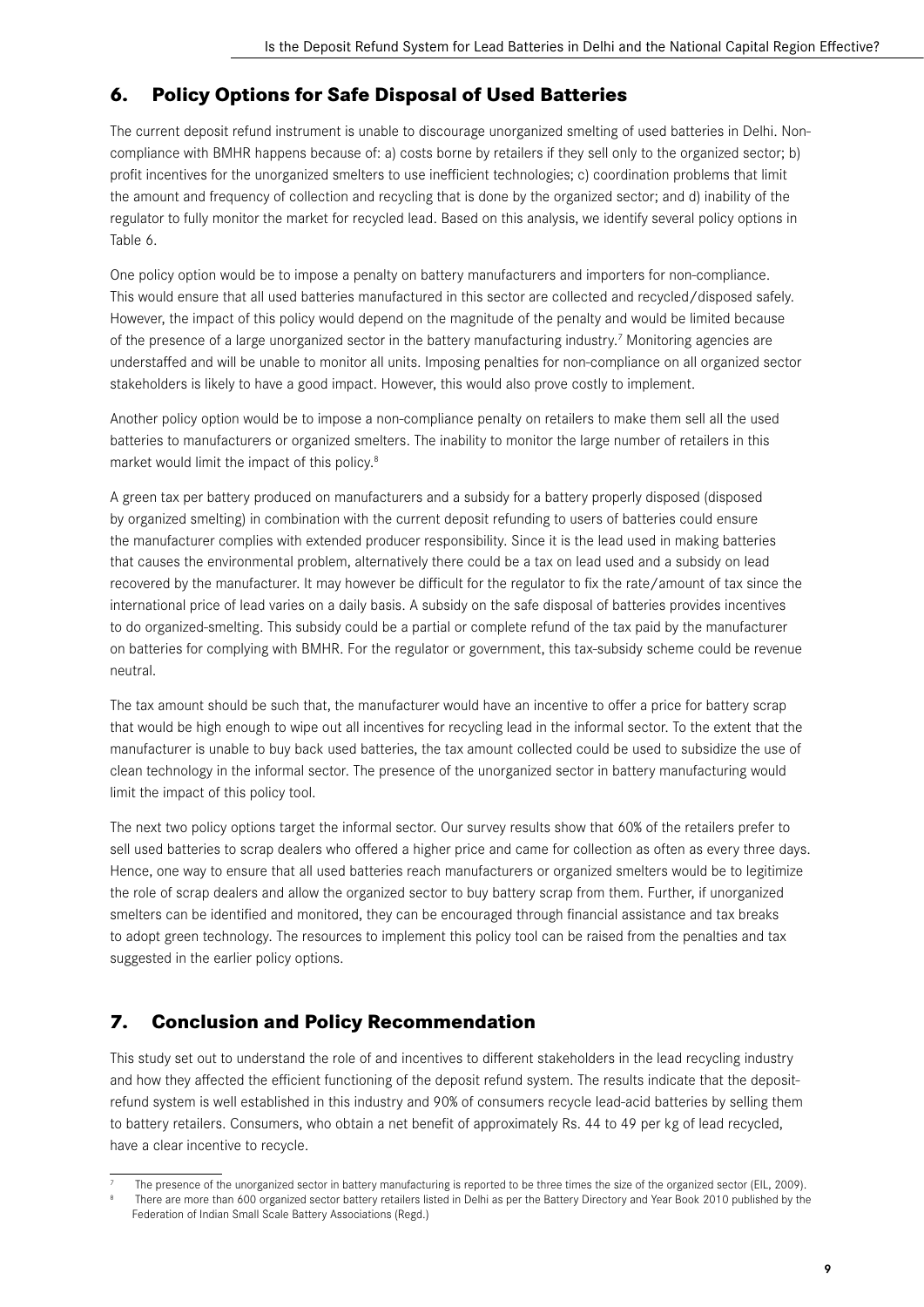## 6. Policy Options for Safe Disposal of Used Batteries

The current deposit refund instrument is unable to discourage unorganized smelting of used batteries in Delhi. Non-compliance with BMHR happens because of: a) costs borne by retailers if they sell only to the organized sector; b) profit incentives for the unorganized smelters to use inefficient technologies; c) coordination problems that limit the amount and frequency of collection and recycling that is done by the organized sector; and d) inability of the regulator to fully monitor the market for recycled lead. Based on this analysis, we identify several policy options in Table 6.

One policy option would be to impose a penalty on battery manufacturers and importers for non-compliance. This would ensure that all used batteries manufactured in this sector are collected and recycled/disposed safely. However, the impact of this policy would depend on the magnitude of the penalty and would be limited because of the presence of a large unorganized sector in the battery manufacturing industry.[7] Monitoring agencies are understaffed and will be unable to monitor all units. Imposing penalties for non-compliance on all organized sector stakeholders is likely to have a good impact. However, this would also prove costly to implement.

Another policy option would be to impose a non-compliance penalty on retailers to make them sell all the used batteries to manufacturers or organized smelters. The inability to monitor the large number of retailers in this market would limit the impact of this policy.[8]

A green tax per battery produced on manufacturers and a subsidy for a battery properly disposed (disposed by organized smelting) in combination with the current deposit refunding to users of batteries could ensure the manufacturer complies with extended producer responsibility. Since it is the lead used in making batteries that causes the environmental problem, alternatively there could be a tax on lead used and a subsidy on lead recovered by the manufacturer. It may however be difficult for the regulator to fix the rate/amount of tax since the international price of lead varies on a daily basis. A subsidy on the safe disposal of batteries provides incentives to do organized-smelting. This subsidy could be a partial or complete refund of the tax paid by the manufacturer on batteries for complying with BMHR. For the regulator or government, this tax-subsidy scheme could be revenue neutral.

The tax amount should be such that, the manufacturer would have an incentive to offer a price for battery scrap that would be high enough to wipe out all incentives for recycling lead in the informal sector. To the extent that the manufacturer is unable to buy back used batteries, the tax amount collected could be used to subsidize the use of clean technology in the informal sector. The presence of the unorganized sector in battery manufacturing would limit the impact of this policy tool.

The next two policy options target the informal sector. Our survey results show that 60% of the retailers prefer to sell used batteries to scrap dealers who offered a higher price and came for collection as often as every three days. Hence, one way to ensure that all used batteries reach manufacturers or organized smelters would be to legitimize the role of scrap dealers and allow the organized sector to buy battery scrap from them. Further, if unorganized smelters can be identified and monitored, they can be encouraged through financial assistance and tax breaks to adopt green technology. The resources to implement this policy tool can be raised from the penalties and tax suggested in the earlier policy options.

## 7. Conclusion and Policy Recommendation

This study set out to understand the role of and incentives to different stakeholders in the lead recycling industry and how they affected the efficient functioning of the deposit refund system. The results indicate that the deposit-refund system is well established in this industry and 90% of consumers recycle lead-acid batteries by selling them to battery retailers. Consumers, who obtain a net benefit of approximately Rs. 44 to 49 per kg of lead recycled, have a clear incentive to recycle.

[7] The presence of the unorganized sector in battery manufacturing is reported to be three times the size of the organized sector (EIL, 2009).

[8] There are more than 600 organized sector battery retailers listed in Delhi as per the Battery Directory and Year Book 2010 published by the Federation of Indian Small Scale Battery Associations (Regd.)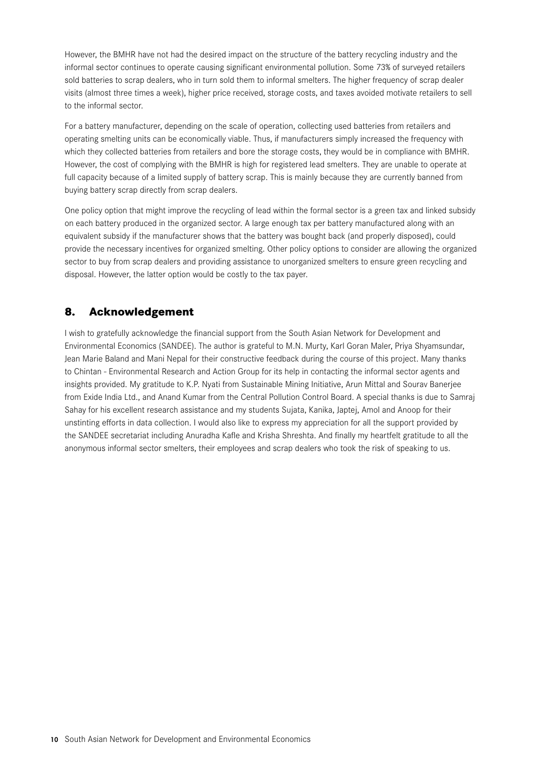However, the BMHR have not had the desired impact on the structure of the battery recycling industry and the informal sector continues to operate causing significant environmental pollution. Some 73% of surveyed retailers sold batteries to scrap dealers, who in turn sold them to informal smelters. The higher frequency of scrap dealer visits (almost three times a week), higher price received, storage costs, and taxes avoided motivate retailers to sell to the informal sector.

For a battery manufacturer, depending on the scale of operation, collecting used batteries from retailers and operating smelting units can be economically viable. Thus, if manufacturers simply increased the frequency with which they collected batteries from retailers and bore the storage costs, they would be in compliance with BMHR. However, the cost of complying with the BMHR is high for registered lead smelters. They are unable to operate at full capacity because of a limited supply of battery scrap. This is mainly because they are currently banned from buying battery scrap directly from scrap dealers.

One policy option that might improve the recycling of lead within the formal sector is a green tax and linked subsidy on each battery produced in the organized sector. A large enough tax per battery manufactured along with an equivalent subsidy if the manufacturer shows that the battery was bought back (and properly disposed), could provide the necessary incentives for organized smelting. Other policy options to consider are allowing the organized sector to buy from scrap dealers and providing assistance to unorganized smelters to ensure green recycling and disposal. However, the latter option would be costly to the tax payer.

## 8. Acknowledgement

I wish to gratefully acknowledge the financial support from the South Asian Network for Development and Environmental Economics (SANDEE). The author is grateful to M.N. Murty, Karl Goran Maler, Priya Shyamsundar, Jean Marie Baland and Mani Nepal for their constructive feedback during the course of this project. Many thanks to Chintan - Environmental Research and Action Group for its help in contacting the informal sector agents and insights provided. My gratitude to K.P. Nyati from Sustainable Mining Initiative, Arun Mittal and Sourav Banerjee from Exide India Ltd., and Anand Kumar from the Central Pollution Control Board. A special thanks is due to Samraj Sahay for his excellent research assistance and my students Sujata, Kanika, Japtej, Amol and Anoop for their unstinting efforts in data collection. I would also like to express my appreciation for all the support provided by the SANDEE secretariat including Anuradha Kafle and Krisha Shreshta. And finally my heartfelt gratitude to all the anonymous informal sector smelters, their employees and scrap dealers who took the risk of speaking to us.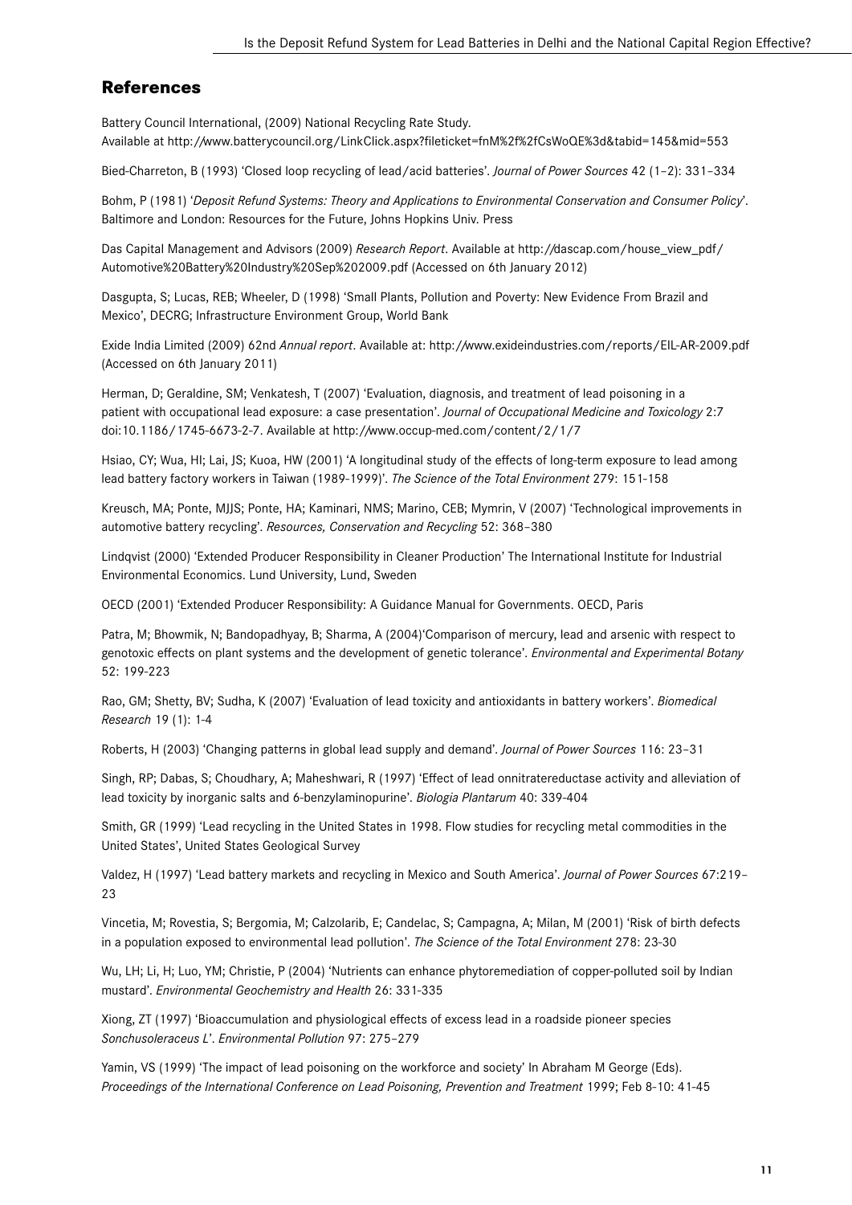## References

Battery Council International, (2009) National Recycling Rate Study. Available at http://www.batterycouncil.org/LinkClick.aspx?fileticket=fnM%2f%2fCsWoQE%3d&tabid=145&mid=553

Bied-Charreton, B (1993) 'Closed loop recycling of lead/acid batteries'. *Journal of Power Sources* 42 (1–2): 331–334

Bohm, P (1981) '*Deposit Refund Systems: Theory and Applications to Environmental Conservation and Consumer Policy*'. Baltimore and London: Resources for the Future, Johns Hopkins Univ. Press

Das Capital Management and Advisors (2009) *Research Report*. Available at http://dascap.com/house_view_pdf/Automotive%20Battery%20Industry%20Sep%202009.pdf (Accessed on 6th January 2012)

Dasgupta, S; Lucas, REB; Wheeler, D (1998) 'Small Plants, Pollution and Poverty: New Evidence From Brazil and Mexico', DECRG; Infrastructure Environment Group, World Bank

Exide India Limited (2009) 62nd *Annual report*. Available at: http://www.exideindustries.com/reports/EIL-AR-2009.pdf (Accessed on 6th January 2011)

Herman, D; Geraldine, SM; Venkatesh, T (2007) 'Evaluation, diagnosis, and treatment of lead poisoning in a patient with occupational lead exposure: a case presentation'. *Journal of Occupational Medicine and Toxicology* 2:7 doi:10.1186/1745-6673-2-7. Available at http://www.occup-med.com/content/2/1/7

Hsiao, CY; Wua, HI; Lai, JS; Kuoa, HW (2001) 'A longitudinal study of the effects of long-term exposure to lead among lead battery factory workers in Taiwan (1989-1999)'. *The Science of the Total Environment* 279: 151-158

Kreusch, MA; Ponte, MJJS; Ponte, HA; Kaminari, NMS; Marino, CEB; Mymrin, V (2007) 'Technological improvements in automotive battery recycling'. *Resources, Conservation and Recycling* 52: 368–380

Lindqvist (2000) 'Extended Producer Responsibility in Cleaner Production' The International Institute for Industrial Environmental Economics. Lund University, Lund, Sweden

OECD (2001) 'Extended Producer Responsibility: A Guidance Manual for Governments. OECD, Paris

Patra, M; Bhowmik, N; Bandopadhyay, B; Sharma, A (2004)'Comparison of mercury, lead and arsenic with respect to genotoxic effects on plant systems and the development of genetic tolerance'. *Environmental and Experimental Botany* 52: 199-223

Rao, GM; Shetty, BV; Sudha, K (2007) 'Evaluation of lead toxicity and antioxidants in battery workers'. *Biomedical Research* 19 (1): 1-4

Roberts, H (2003) 'Changing patterns in global lead supply and demand'. *Journal of Power Sources* 116: 23–31

Singh, RP; Dabas, S; Choudhary, A; Maheshwari, R (1997) 'Effect of lead onnitratereductase activity and alleviation of lead toxicity by inorganic salts and 6-benzylaminopurine'. *Biologia Plantarum* 40: 339-404

Smith, GR (1999) 'Lead recycling in the United States in 1998. Flow studies for recycling metal commodities in the United States', United States Geological Survey

Valdez, H (1997) 'Lead battery markets and recycling in Mexico and South America'. *Journal of Power Sources* 67:219–23

Vincetia, M; Rovestia, S; Bergomia, M; Calzolarib, E; Candelac, S; Campagna, A; Milan, M (2001) 'Risk of birth defects in a population exposed to environmental lead pollution'. *The Science of the Total Environment* 278: 23-30

Wu, LH; Li, H; Luo, YM; Christie, P (2004) 'Nutrients can enhance phytoremediation of copper-polluted soil by Indian mustard'. *Environmental Geochemistry and Health* 26: 331-335

Xiong, ZT (1997) 'Bioaccumulation and physiological effects of excess lead in a roadside pioneer species *Sonchusoleraceus L*'. *Environmental Pollution* 97: 275–279

Yamin, VS (1999) 'The impact of lead poisoning on the workforce and society' In Abraham M George (Eds). *Proceedings of the International Conference on Lead Poisoning, Prevention and Treatment* 1999; Feb 8-10: 41-45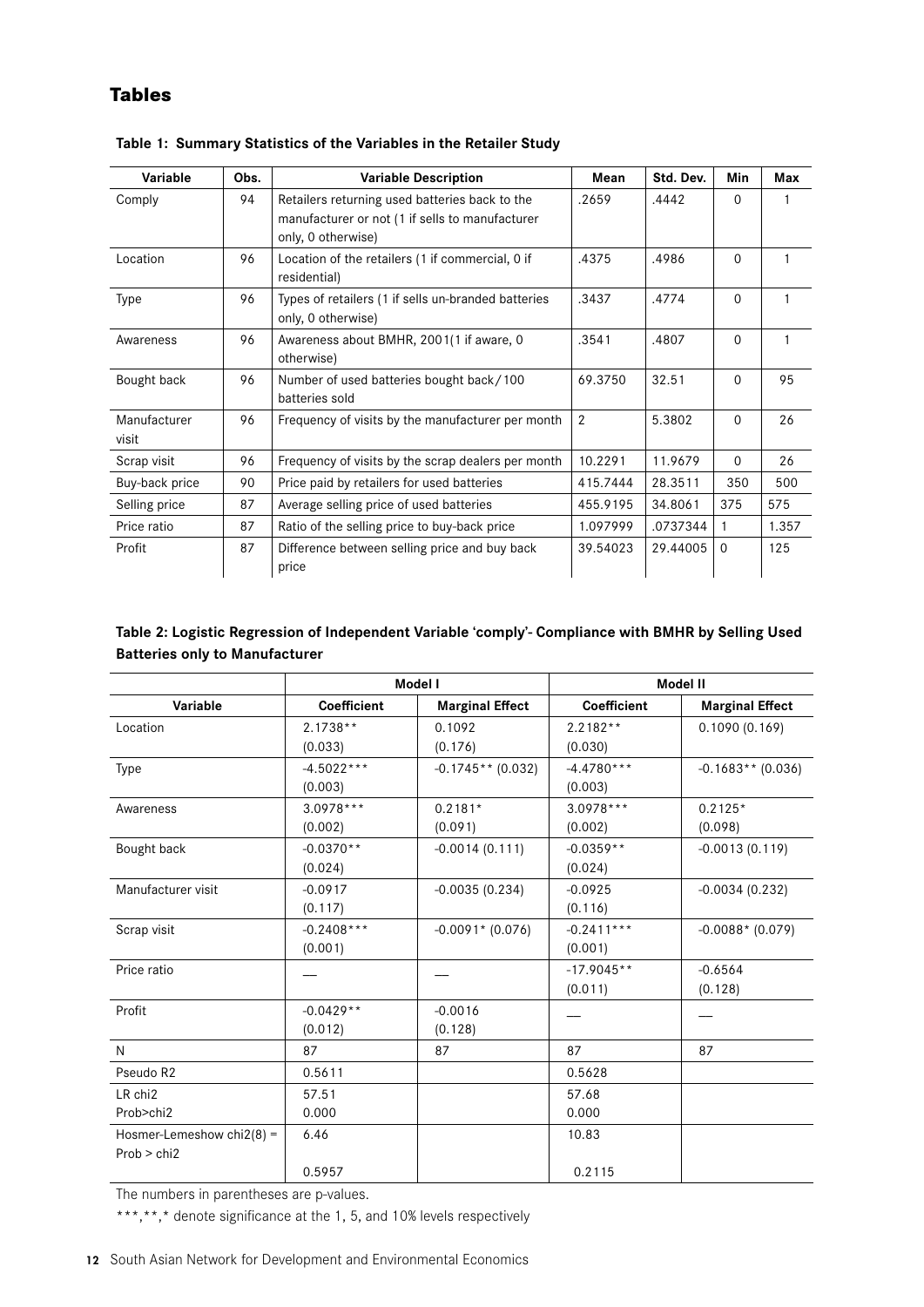## Tables

**Table 1: Summary Statistics of the Variables in the Retailer Study**

| Variable | Obs. | Variable Description | Mean | Std. Dev. | Min | Max |
|---|---|---|---|---|---|---|
| Comply | 94 | Retailers returning used batteries back to the manufacturer or not (1 if sells to manufacturer only, 0 otherwise) | .2659 | .4442 | 0 | 1 |
| Location | 96 | Location of the retailers (1 if commercial, 0 if residential) | .4375 | .4986 | 0 | 1 |
| Type | 96 | Types of retailers (1 if sells un-branded batteries only, 0 otherwise) | .3437 | .4774 | 0 | 1 |
| Awareness | 96 | Awareness about BMHR, 2001(1 if aware, 0 otherwise) | .3541 | .4807 | 0 | 1 |
| Bought back | 96 | Number of used batteries bought back/100 batteries sold | 69.3750 | 32.51 | 0 | 95 |
| Manufacturer visit | 96 | Frequency of visits by the manufacturer per month | 2 | 5.3802 | 0 | 26 |
| Scrap visit | 96 | Frequency of visits by the scrap dealers per month | 10.2291 | 11.9679 | 0 | 26 |
| Buy-back price | 90 | Price paid by retailers for used batteries | 415.7444 | 28.3511 | 350 | 500 |
| Selling price | 87 | Average selling price of used batteries | 455.9195 | 34.8061 | 375 | 575 |
| Price ratio | 87 | Ratio of the selling price to buy-back price | 1.097999 | .0737344 | 1 | 1.357 |
| Profit | 87 | Difference between selling price and buy back price | 39.54023 | 29.44005 | 0 | 125 |

**Table 2: Logistic Regression of Independent Variable 'comply'- Compliance with BMHR by Selling Used Batteries only to Manufacturer**

| | Model I | | Model II | |
|---|---|---|---|---|
| Variable | Coefficient | Marginal Effect | Coefficient | Marginal Effect |
| Location | 2.1738** (0.033) | 0.1092 (0.176) | 2.2182** (0.030) | 0.1090 (0.169) |
| Type | -4.5022*** (0.003) | -0.1745** (0.032) | -4.4780*** (0.003) | -0.1683** (0.036) |
| Awareness | 3.0978*** (0.002) | 0.2181* (0.091) | 3.0978*** (0.002) | 0.2125* (0.098) |
| Bought back | -0.0370** (0.024) | -0.0014 (0.111) | -0.0359** (0.024) | -0.0013 (0.119) |
| Manufacturer visit | -0.0917 (0.117) | -0.0035 (0.234) | -0.0925 (0.116) | -0.0034 (0.232) |
| Scrap visit | -0.2408*** (0.001) | -0.0091* (0.076) | -0.2411*** (0.001) | -0.0088* (0.079) |
| Price ratio | — | — | -17.9045** (0.011) | -0.6564 (0.128) |
| Profit | -0.0429** (0.012) | -0.0016 (0.128) | — | — |
| N | 87 | 87 | 87 | 87 |
| Pseudo R2 | 0.5611 | | 0.5628 | |
| LR chi2<br>Prob>chi2 | 57.51<br>0.000 | | 57.68<br>0.000 | |
| Hosmer-Lemeshow chi2(8) =<br>Prob > chi2 | 6.46<br>0.5957 | | 10.83<br>0.2115 | |

The numbers in parentheses are p-values.

***,**,* denote significance at the 1, 5, and 10% levels respectively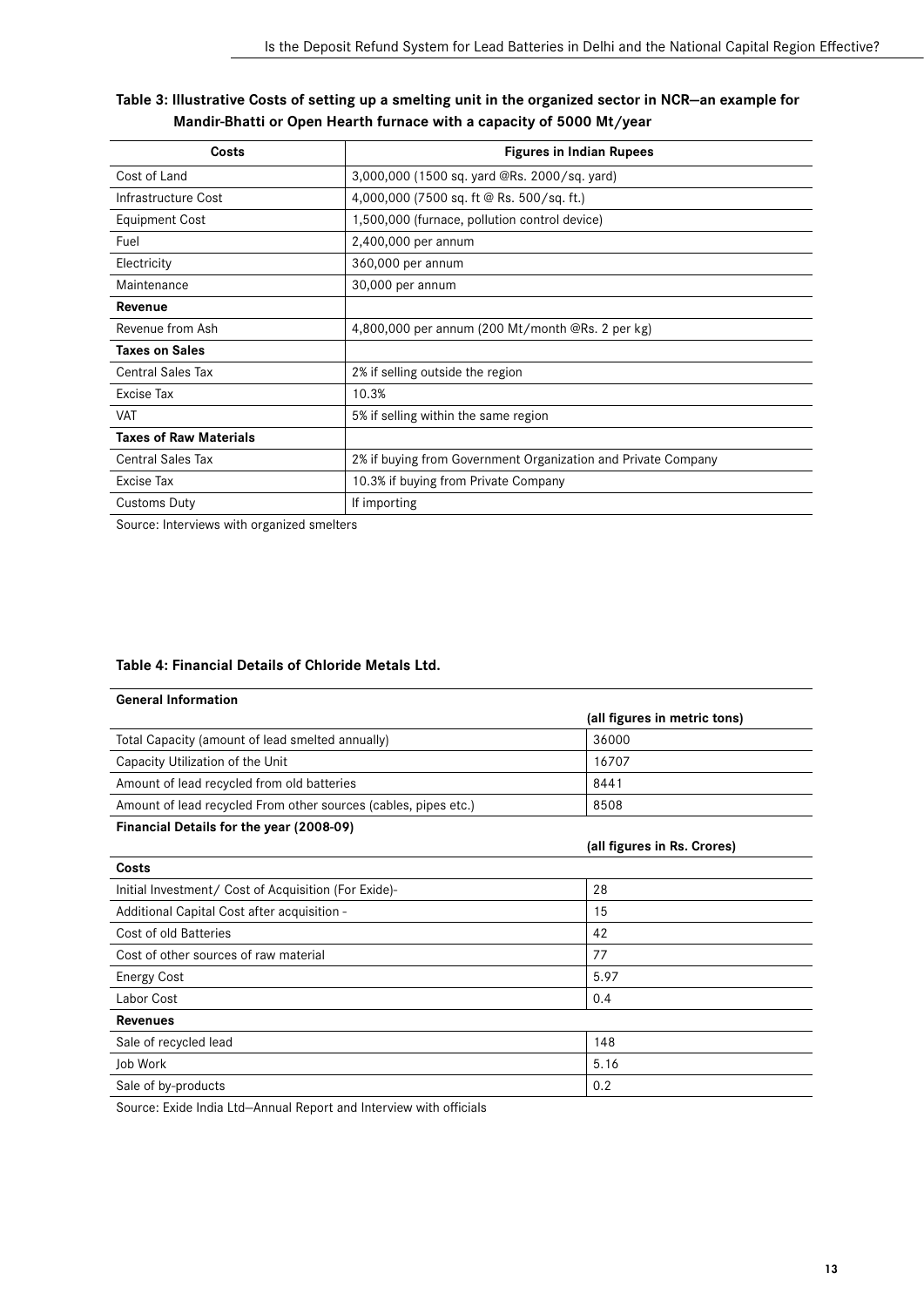**Table 3: Illustrative Costs of setting up a smelting unit in the organized sector in NCR—an example for Mandir-Bhatti or Open Hearth furnace with a capacity of 5000 Mt/year**

| Costs | Figures in Indian Rupees |
|---|---|
| Cost of Land | 3,000,000 (1500 sq. yard @Rs. 2000/sq. yard) |
| Infrastructure Cost | 4,000,000 (7500 sq. ft @ Rs. 500/sq. ft.) |
| Equipment Cost | 1,500,000 (furnace, pollution control device) |
| Fuel | 2,400,000 per annum |
| Electricity | 360,000 per annum |
| Maintenance | 30,000 per annum |
| **Revenue** | |
| Revenue from Ash | 4,800,000 per annum (200 Mt/month @Rs. 2 per kg) |
| **Taxes on Sales** | |
| Central Sales Tax | 2% if selling outside the region |
| Excise Tax | 10.3% |
| VAT | 5% if selling within the same region |
| **Taxes of Raw Materials** | |
| Central Sales Tax | 2% if buying from Government Organization and Private Company |
| Excise Tax | 10.3% if buying from Private Company |
| Customs Duty | If importing |

Source: Interviews with organized smelters

**Table 4: Financial Details of Chloride Metals Ltd.**

| **General Information** | |
|---|---|
| | **(all figures in metric tons)** |
| Total Capacity (amount of lead smelted annually) | 36000 |
| Capacity Utilization of the Unit | 16707 |
| Amount of lead recycled from old batteries | 8441 |
| Amount of lead recycled From other sources (cables, pipes etc.) | 8508 |
| **Financial Details for the year (2008-09)** | |
| | **(all figures in Rs. Crores)** |
| **Costs** | |
| Initial Investment/ Cost of Acquisition (For Exide)- | 28 |
| Additional Capital Cost after acquisition - | 15 |
| Cost of old Batteries | 42 |
| Cost of other sources of raw material | 77 |
| Energy Cost | 5.97 |
| Labor Cost | 0.4 |
| **Revenues** | |
| Sale of recycled lead | 148 |
| Job Work | 5.16 |
| Sale of by-products | 0.2 |

Source: Exide India Ltd—Annual Report and Interview with officials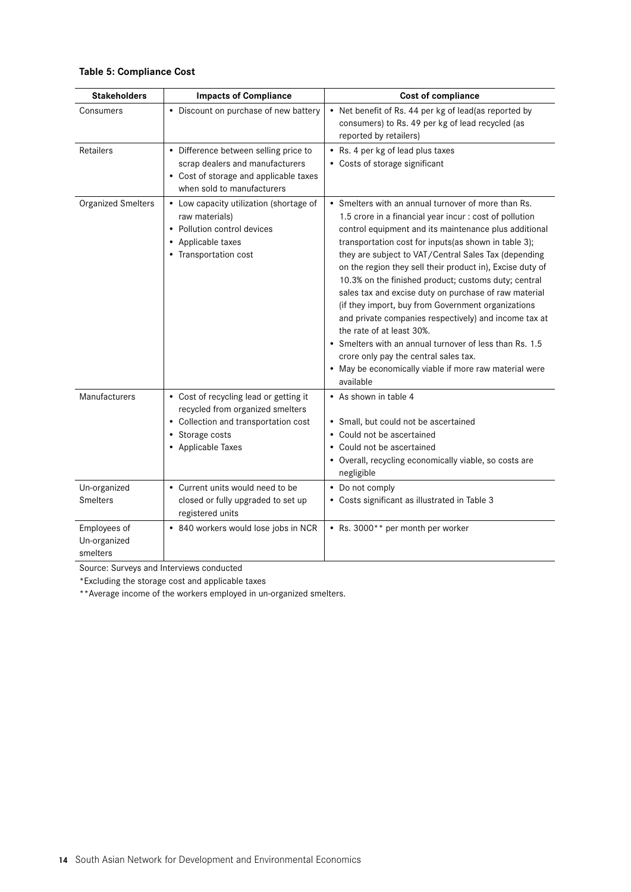**Table 5: Compliance Cost**

| Stakeholders | Impacts of Compliance | Cost of compliance |
|---|---|---|
| Consumers | • Discount on purchase of new battery | • Net benefit of Rs. 44 per kg of lead(as reported by consumers) to Rs. 49 per kg of lead recycled (as reported by retailers) |
| Retailers | • Difference between selling price to scrap dealers and manufacturers<br>• Cost of storage and applicable taxes when sold to manufacturers | • Rs. 4 per kg of lead plus taxes<br>• Costs of storage significant |
| Organized Smelters | • Low capacity utilization (shortage of raw materials)<br>• Pollution control devices<br>• Applicable taxes<br>• Transportation cost | • Smelters with an annual turnover of more than Rs. 1.5 crore in a financial year incur : cost of pollution control equipment and its maintenance plus additional transportation cost for inputs(as shown in table 3); they are subject to VAT/Central Sales Tax (depending on the region they sell their product in), Excise duty of 10.3% on the finished product; customs duty; central sales tax and excise duty on purchase of raw material (if they import, buy from Government organizations and private companies respectively) and income tax at the rate of at least 30%.<br>• Smelters with an annual turnover of less than Rs. 1.5 crore only pay the central sales tax.<br>• May be economically viable if more raw material were available |
| Manufacturers | • Cost of recycling lead or getting it recycled from organized smelters<br>• Collection and transportation cost<br>• Storage costs<br>• Applicable Taxes | • As shown in table 4<br>• Small, but could not be ascertained<br>• Could not be ascertained<br>• Could not be ascertained<br>• Overall, recycling economically viable, so costs are negligible |
| Un-organized Smelters | • Current units would need to be closed or fully upgraded to set up registered units | • Do not comply<br>• Costs significant as illustrated in Table 3 |
| Employees of Un-organized smelters | • 840 workers would lose jobs in NCR | • Rs. 3000** per month per worker |

Source: Surveys and Interviews conducted

*Excluding the storage cost and applicable taxes

**Average income of the workers employed in un-organized smelters.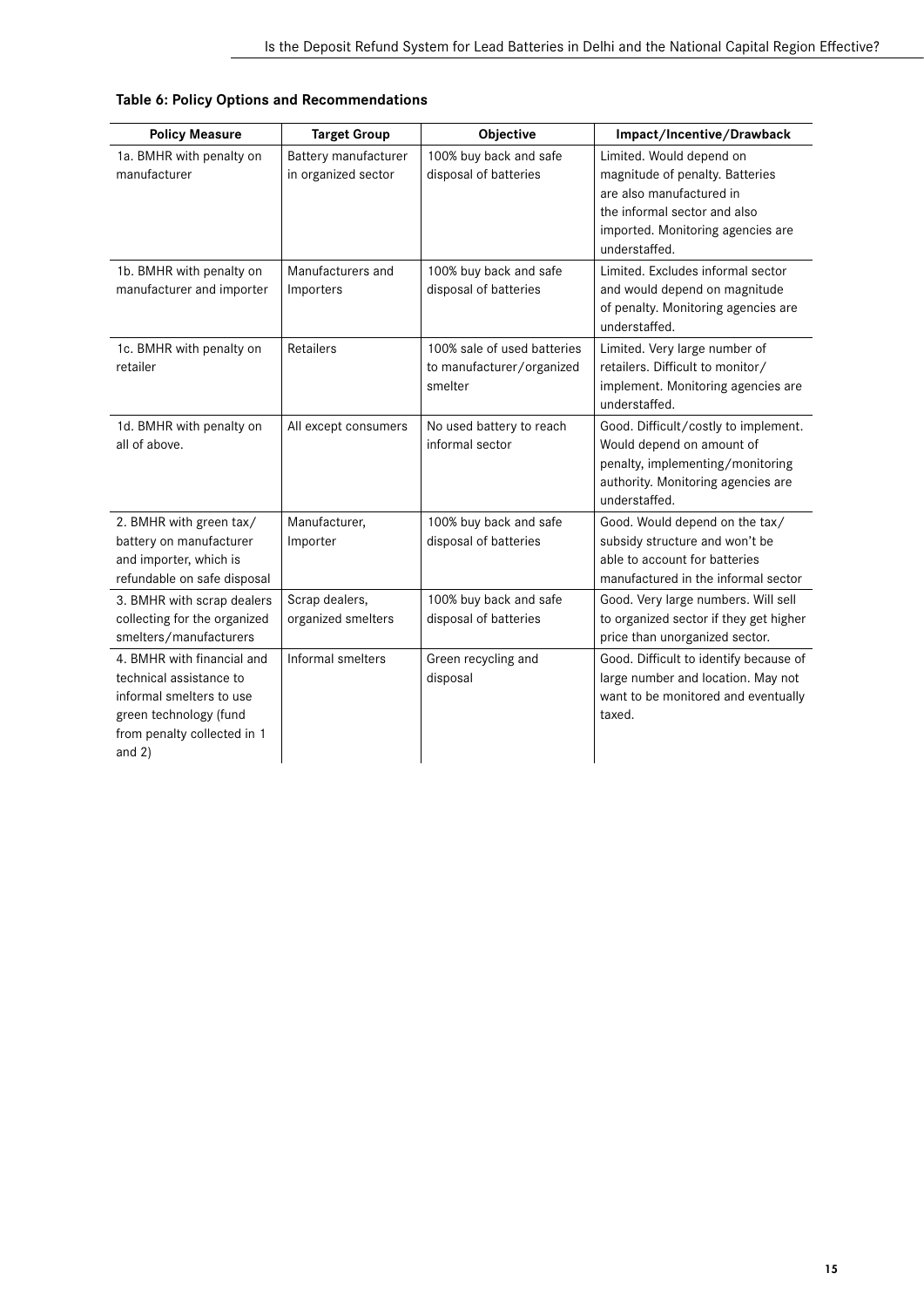**Table 6: Policy Options and Recommendations**

| Policy Measure | Target Group | Objective | Impact/Incentive/Drawback |
|---|---|---|---|
| 1a. BMHR with penalty on manufacturer | Battery manufacturer in organized sector | 100% buy back and safe disposal of batteries | Limited. Would depend on magnitude of penalty. Batteries are also manufactured in the informal sector and also imported. Monitoring agencies are understaffed. |
| 1b. BMHR with penalty on manufacturer and importer | Manufacturers and Importers | 100% buy back and safe disposal of batteries | Limited. Excludes informal sector and would depend on magnitude of penalty. Monitoring agencies are understaffed. |
| 1c. BMHR with penalty on retailer | Retailers | 100% sale of used batteries to manufacturer/organized smelter | Limited. Very large number of retailers. Difficult to monitor/ implement. Monitoring agencies are understaffed. |
| 1d. BMHR with penalty on all of above. | All except consumers | No used battery to reach informal sector | Good. Difficult/costly to implement. Would depend on amount of penalty, implementing/monitoring authority. Monitoring agencies are understaffed. |
| 2. BMHR with green tax/ battery on manufacturer and importer, which is refundable on safe disposal | Manufacturer, Importer | 100% buy back and safe disposal of batteries | Good. Would depend on the tax/ subsidy structure and won't be able to account for batteries manufactured in the informal sector |
| 3. BMHR with scrap dealers collecting for the organized smelters/manufacturers | Scrap dealers, organized smelters | 100% buy back and safe disposal of batteries | Good. Very large numbers. Will sell to organized sector if they get higher price than unorganized sector. |
| 4. BMHR with financial and technical assistance to informal smelters to use green technology (fund from penalty collected in 1 and 2) | Informal smelters | Green recycling and disposal | Good. Difficult to identify because of large number and location. May not want to be monitored and eventually taxed. |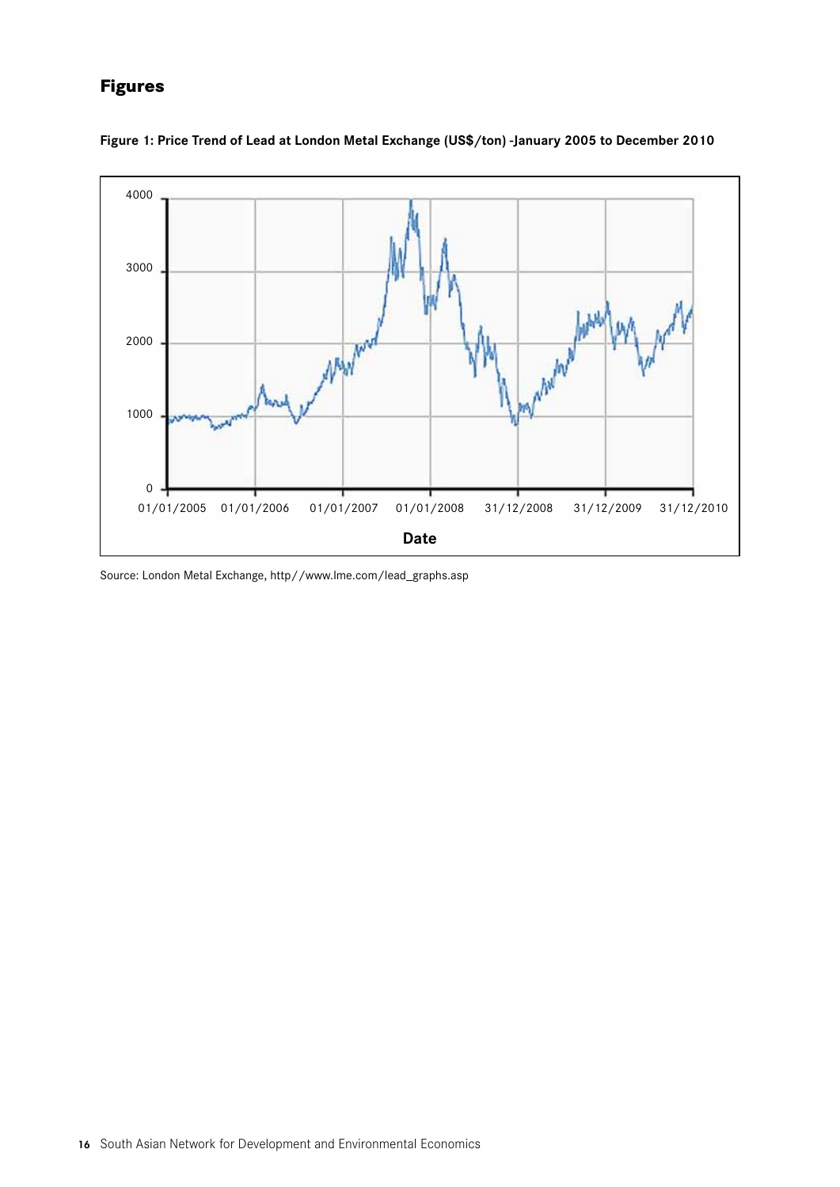## Figures

**Figure 1: Price Trend of Lead at London Metal Exchange (US$/ton) -January 2005 to December 2010**

Source: London Metal Exchange, http//www.lme.com/lead_graphs.asp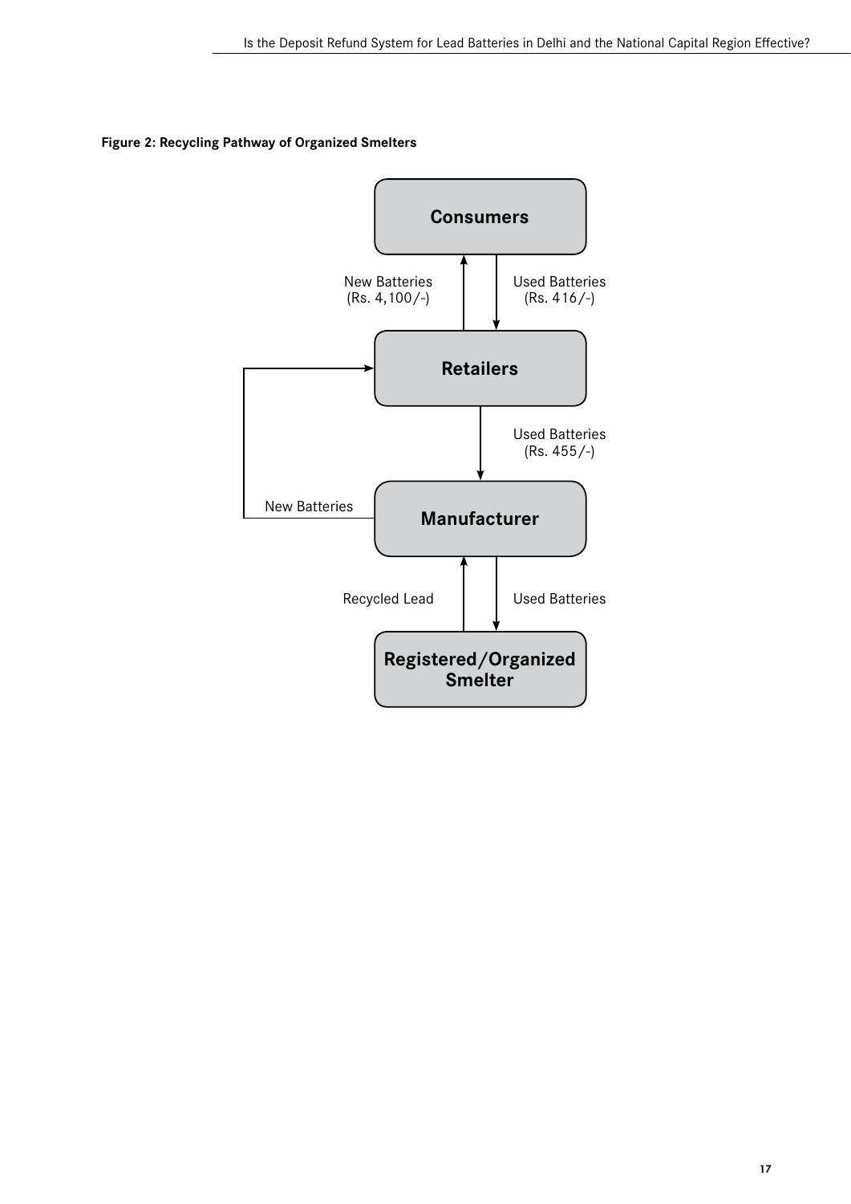**Figure 2: Recycling Pathway of Organized Smelters**

Consumers

New Batteries (Rs. 4,100/-)

Used Batteries (Rs. 416/-)

Retailers

Used Batteries (Rs. 455/-)

New Batteries

Manufacturer

Recycled Lead

Used Batteries

Registered/Organized Smelter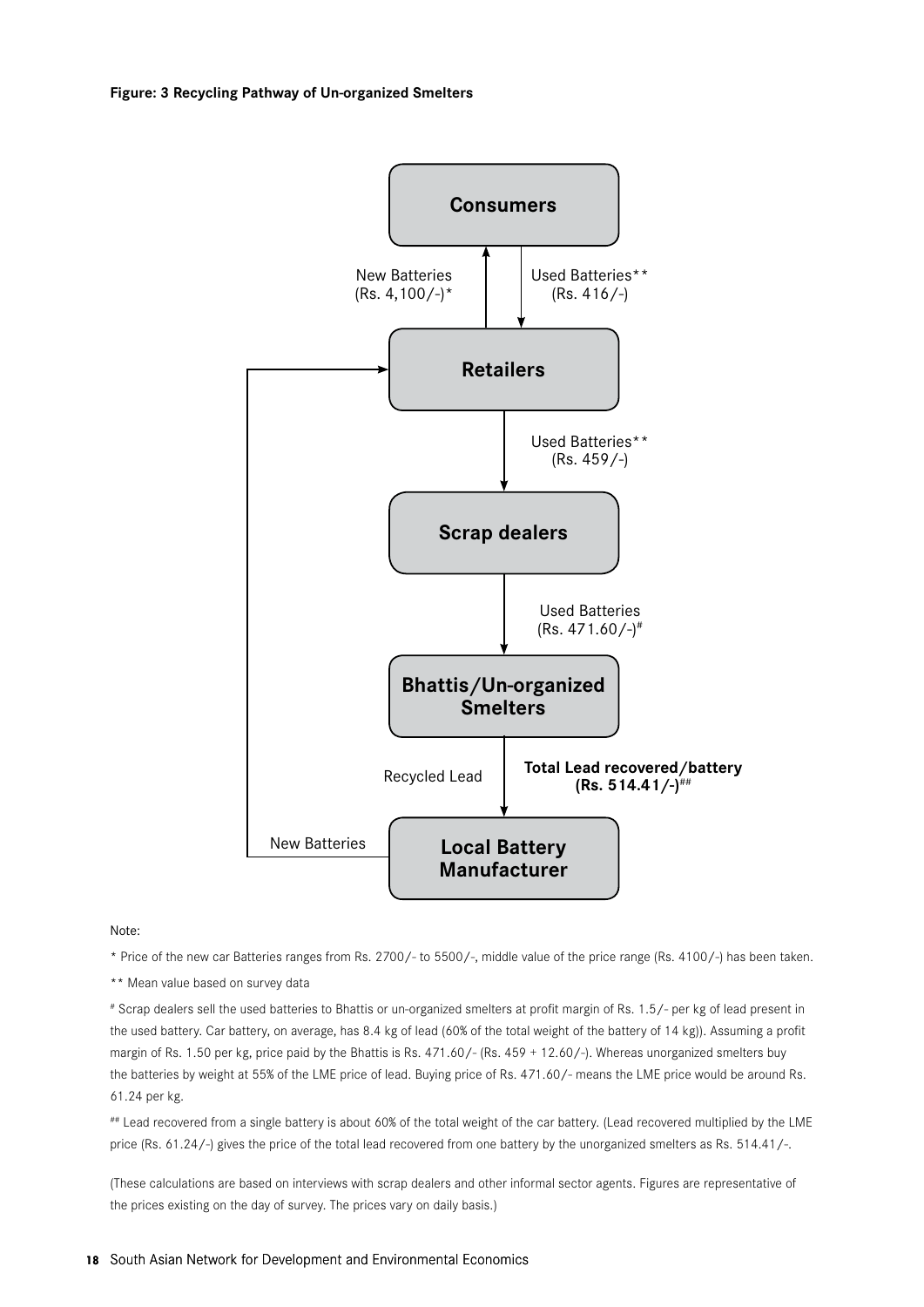**Figure: 3 Recycling Pathway of Un-organized Smelters**

Consumers

New Batteries (Rs. 4,100/-)*

Used Batteries** (Rs. 416/-)

Retailers

Used Batteries** (Rs. 459/-)

Scrap dealers

Used Batteries (Rs. 471.60/-)#

Bhattis/Un-organized Smelters

Recycled Lead

**Total Lead recovered/battery (Rs. 514.41/-)##**

Local Battery Manufacturer

New Batteries

Note:

\* Price of the new car Batteries ranges from Rs. 2700/- to 5500/-, middle value of the price range (Rs. 4100/-) has been taken.

\*\* Mean value based on survey data

\# Scrap dealers sell the used batteries to Bhattis or un-organized smelters at profit margin of Rs. 1.5/- per kg of lead present in the used battery. Car battery, on average, has 8.4 kg of lead (60% of the total weight of the battery of 14 kg)). Assuming a profit margin of Rs. 1.50 per kg, price paid by the Bhattis is Rs. 471.60/- (Rs. 459 + 12.60/-). Whereas unorganized smelters buy the batteries by weight at 55% of the LME price of lead. Buying price of Rs. 471.60/- means the LME price would be around Rs. 61.24 per kg.

\## Lead recovered from a single battery is about 60% of the total weight of the car battery. (Lead recovered multiplied by the LME price (Rs. 61.24/-) gives the price of the total lead recovered from one battery by the unorganized smelters as Rs. 514.41/-.

(These calculations are based on interviews with scrap dealers and other informal sector agents. Figures are representative of the prices existing on the day of survey. The prices vary on daily basis.)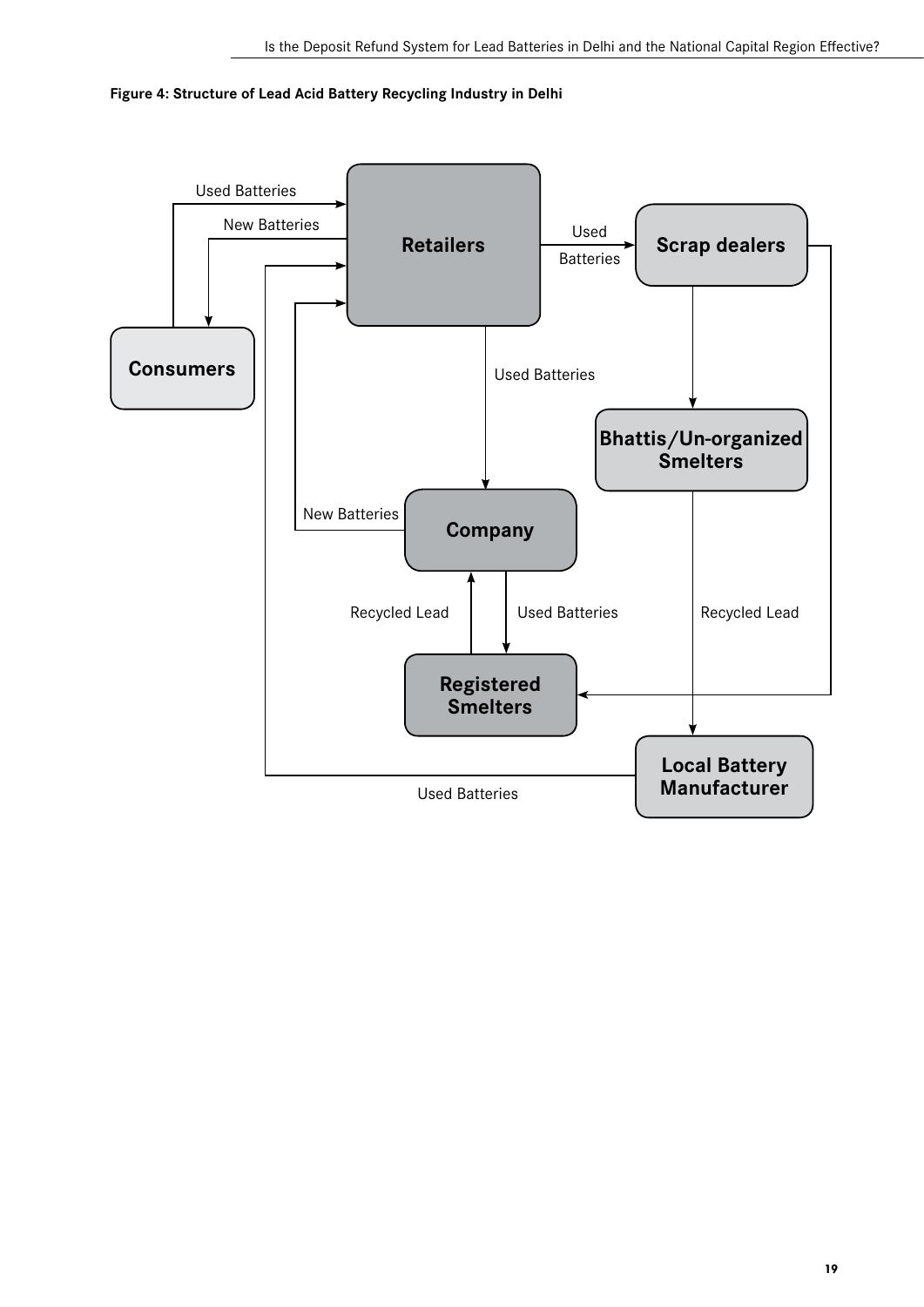**Figure 4: Structure of Lead Acid Battery Recycling Industry in Delhi**

Consumers → Retailers: Used Batteries

Retailers → Consumers: New Batteries

Retailers → Scrap dealers: Used Batteries

Retailers → Company: Used Batteries

Company → Retailers: New Batteries

Company → Registered Smelters: Used Batteries

Registered Smelters → Company: Recycled Lead

Scrap dealers → Bhattis/Un-organized Smelters

Scrap dealers → Registered Smelters

Bhattis/Un-organized Smelters → Local Battery Manufacturer: Recycled Lead

Local Battery Manufacturer → Retailers: Used Batteries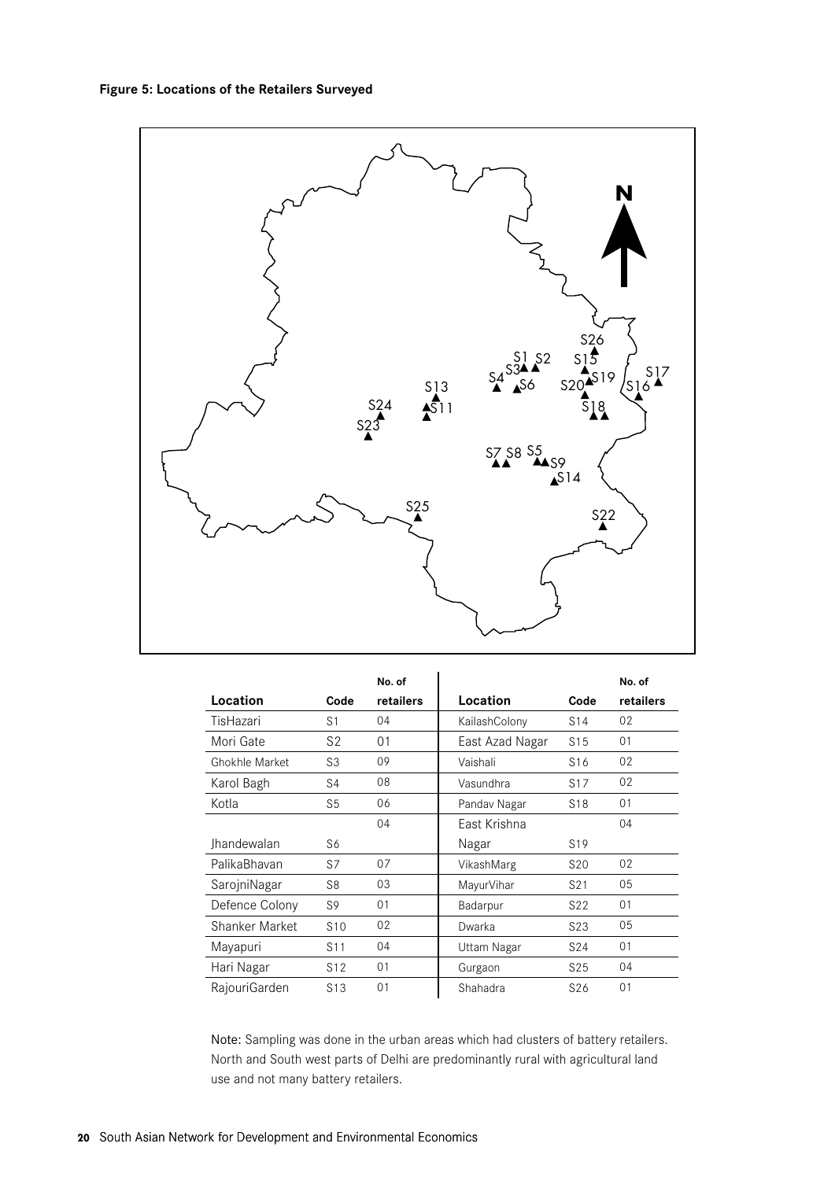**Figure 5: Locations of the Retailers Surveyed**

| Location | Code | No. of retailers | Location | Code | No. of retailers |
|---|---|---|---|---|---|
| TisHazari | S1 | 04 | KailashColony | S14 | 02 |
| Mori Gate | S2 | 01 | East Azad Nagar | S15 | 01 |
| Ghokhle Market | S3 | 09 | Vaishali | S16 | 02 |
| Karol Bagh | S4 | 08 | Vasundhra | S17 | 02 |
| Kotla | S5 | 06 | Pandav Nagar | S18 | 01 |
| Jhandewalan | S6 | 04 | East Krishna Nagar | S19 | 04 |
| PalikaBhavan | S7 | 07 | VikashMarg | S20 | 02 |
| SarojniNagar | S8 | 03 | MayurVihar | S21 | 05 |
| Defence Colony | S9 | 01 | Badarpur | S22 | 01 |
| Shanker Market | S10 | 02 | Dwarka | S23 | 05 |
| Mayapuri | S11 | 04 | Uttam Nagar | S24 | 01 |
| Hari Nagar | S12 | 01 | Gurgaon | S25 | 04 |
| RajouriGarden | S13 | 01 | Shahadra | S26 | 01 |

Note: Sampling was done in the urban areas which had clusters of battery retailers. North and South west parts of Delhi are predominantly rural with agricultural land use and not many battery retailers.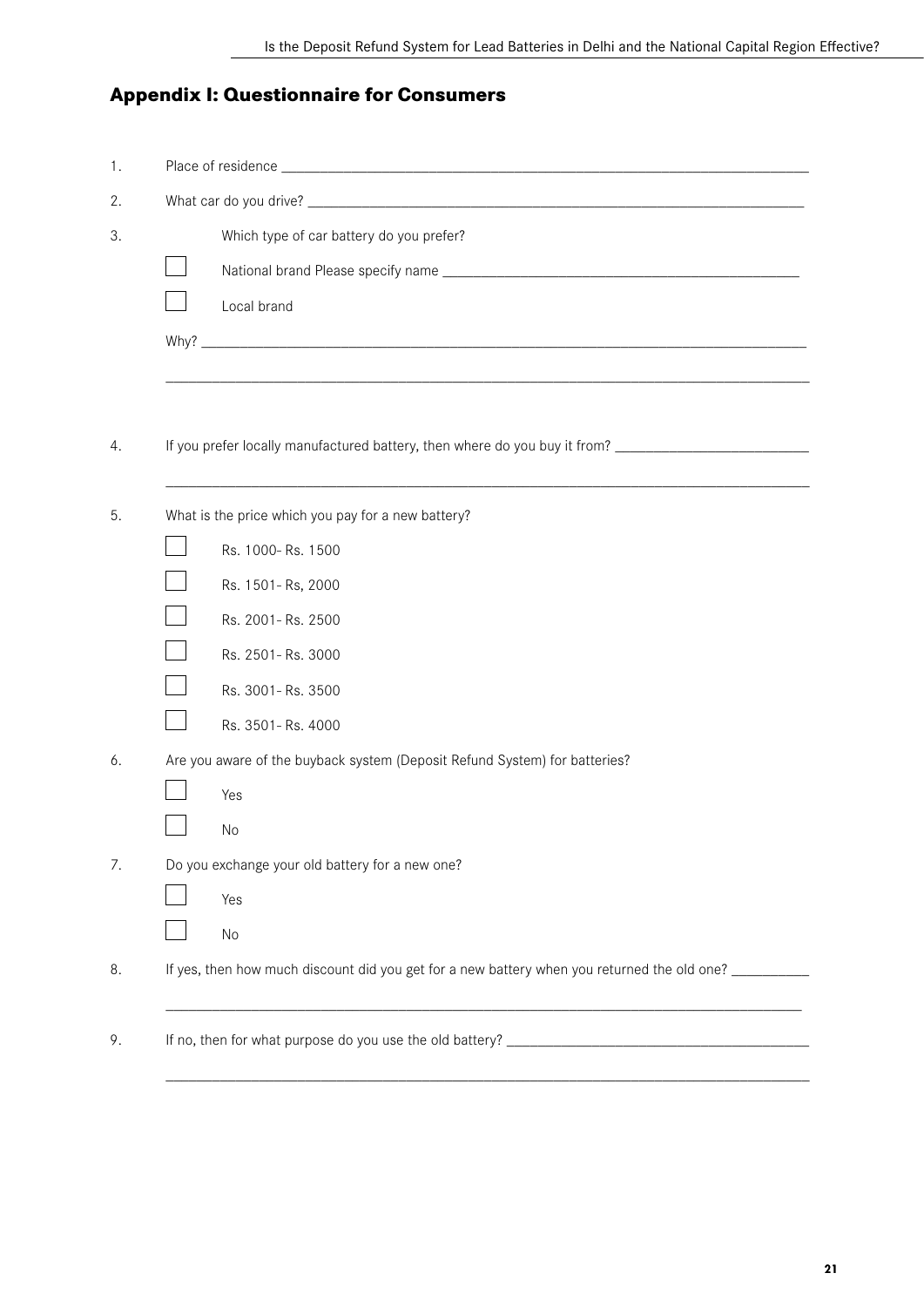## Appendix I: Questionnaire for Consumers

1. Place of residence ____________________________________________

2. What car do you drive? ____________________________________________

3. Which type of car battery do you prefer?

   ☐ National brand Please specify name ____________________________

   ☐ Local brand

   Why? ____________________________________________

   ____________________________________________

4. If you prefer locally manufactured battery, then where do you buy it from? ____________________

   ____________________________________________

5. What is the price which you pay for a new battery?

   ☐ Rs. 1000- Rs. 1500

   ☐ Rs. 1501- Rs, 2000

   ☐ Rs. 2001- Rs. 2500

   ☐ Rs. 2501- Rs. 3000

   ☐ Rs. 3001- Rs. 3500

   ☐ Rs. 3501- Rs. 4000

6. Are you aware of the buyback system (Deposit Refund System) for batteries?

   ☐ Yes

   ☐ No

7. Do you exchange your old battery for a new one?

   ☐ Yes

   ☐ No

8. If yes, then how much discount did you get for a new battery when you returned the old one? __________

   ____________________________________________

9. If no, then for what purpose do you use the old battery? ____________________________

   ____________________________________________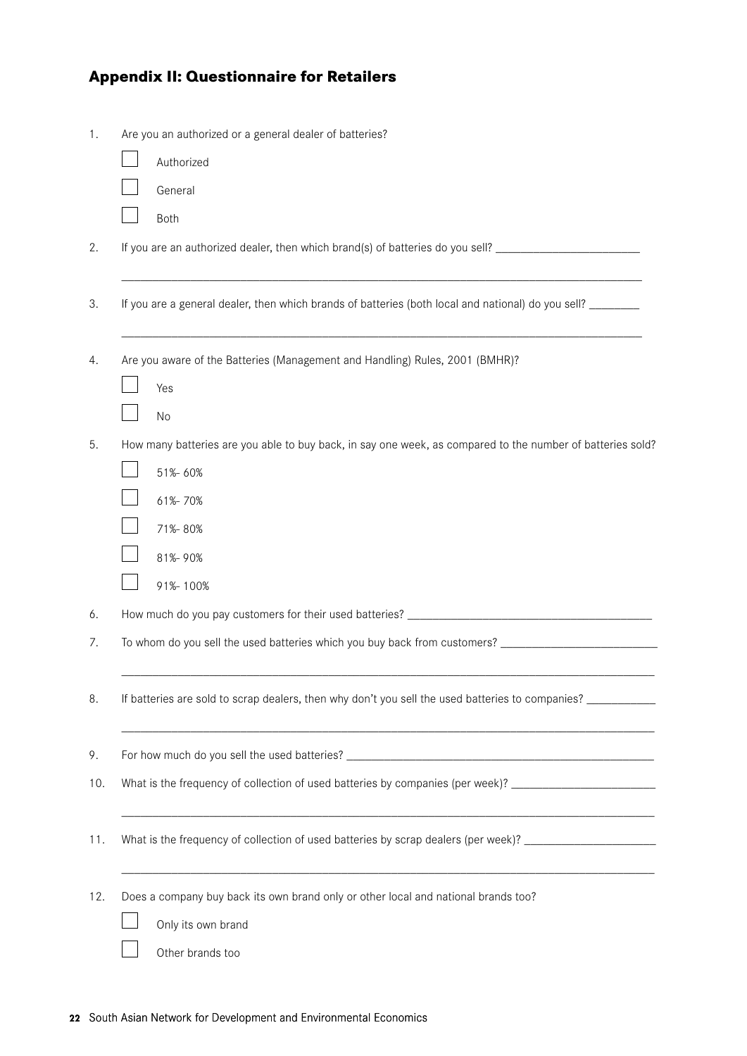## Appendix II: Questionnaire for Retailers

1. Are you an authorized or a general dealer of batteries?

   - [ ] Authorized
   - [ ] General
   - [ ] Both

2. If you are an authorized dealer, then which brand(s) of batteries do you sell? ________________________

   ________________________________________________________________________________________

3. If you are a general dealer, then which brands of batteries (both local and national) do you sell? ________

   ________________________________________________________________________________________

4. Are you aware of the Batteries (Management and Handling) Rules, 2001 (BMHR)?

   - [ ] Yes
   - [ ] No

5. How many batteries are you able to buy back, in say one week, as compared to the number of batteries sold?

   - [ ] 51%- 60%
   - [ ] 61%- 70%
   - [ ] 71%- 80%
   - [ ] 81%- 90%
   - [ ] 91%- 100%

6. How much do you pay customers for their used batteries? ________________________________________

7. To whom do you sell the used batteries which you buy back from customers? __________________________

   ________________________________________________________________________________________

8. If batteries are sold to scrap dealers, then why don't you sell the used batteries to companies? ___________

   ________________________________________________________________________________________

9. For how much do you sell the used batteries? _____________________________________________________

10. What is the frequency of collection of used batteries by companies (per week)? ________________________

    ________________________________________________________________________________________

11. What is the frequency of collection of used batteries by scrap dealers (per week)? ______________________

    ________________________________________________________________________________________

12. Does a company buy back its own brand only or other local and national brands too?

    - [ ] Only its own brand
    - [ ] Other brands too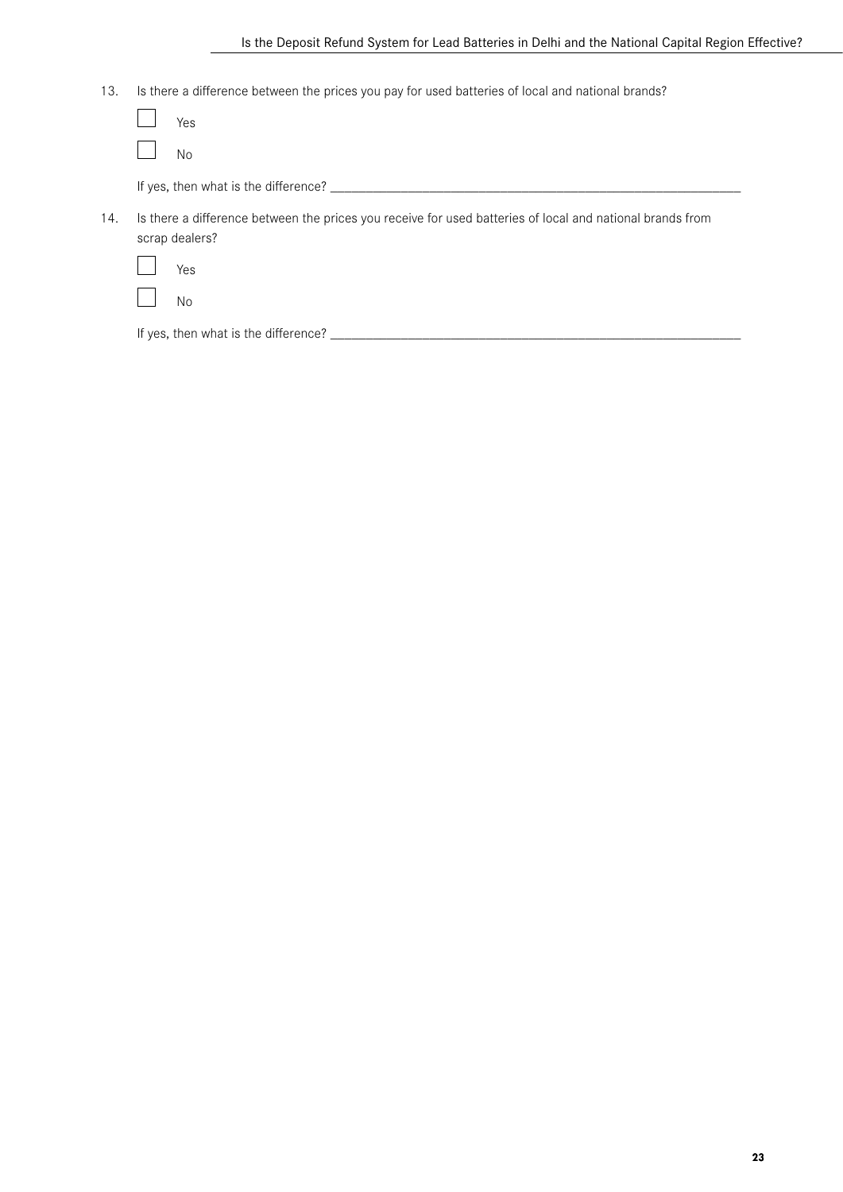13. Is there a difference between the prices you pay for used batteries of local and national brands?

    ☐ Yes

    ☐ No

    If yes, then what is the difference? ____________________________________________________________

14. Is there a difference between the prices you receive for used batteries of local and national brands from scrap dealers?

    ☐ Yes

    ☐ No

    If yes, then what is the difference? ____________________________________________________________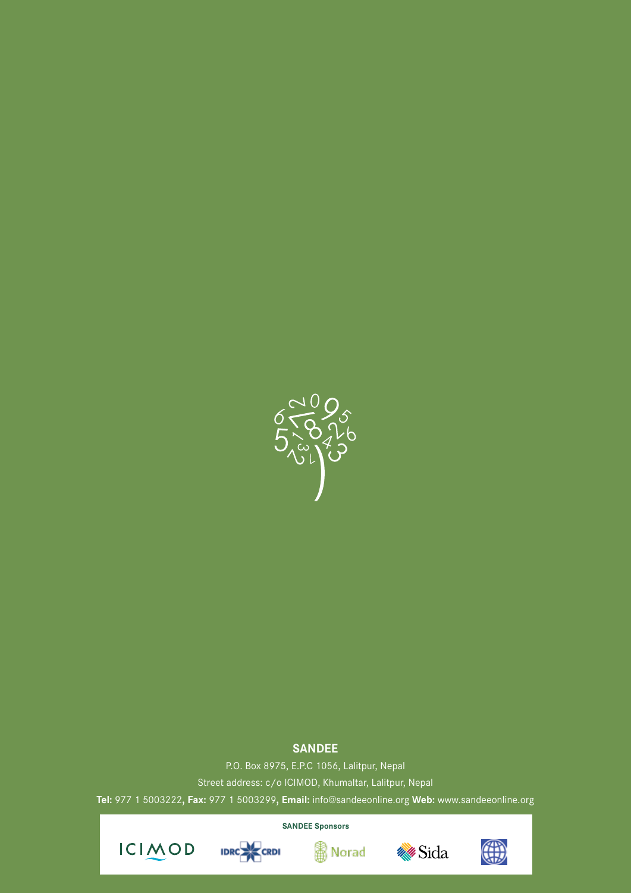**SANDEE**

P.O. Box 8975, E.P.C 1056, Lalitpur, Nepal

Street address: c/o ICIMOD, Khumaltar, Lalitpur, Nepal

**Tel:** 977 1 5003222, **Fax:** 977 1 5003299, **Email:** info@sandeeonline.org **Web:** www.sandeeonline.org

**SANDEE Sponsors**

ICIMOD IDRC CRDI Norad Sida